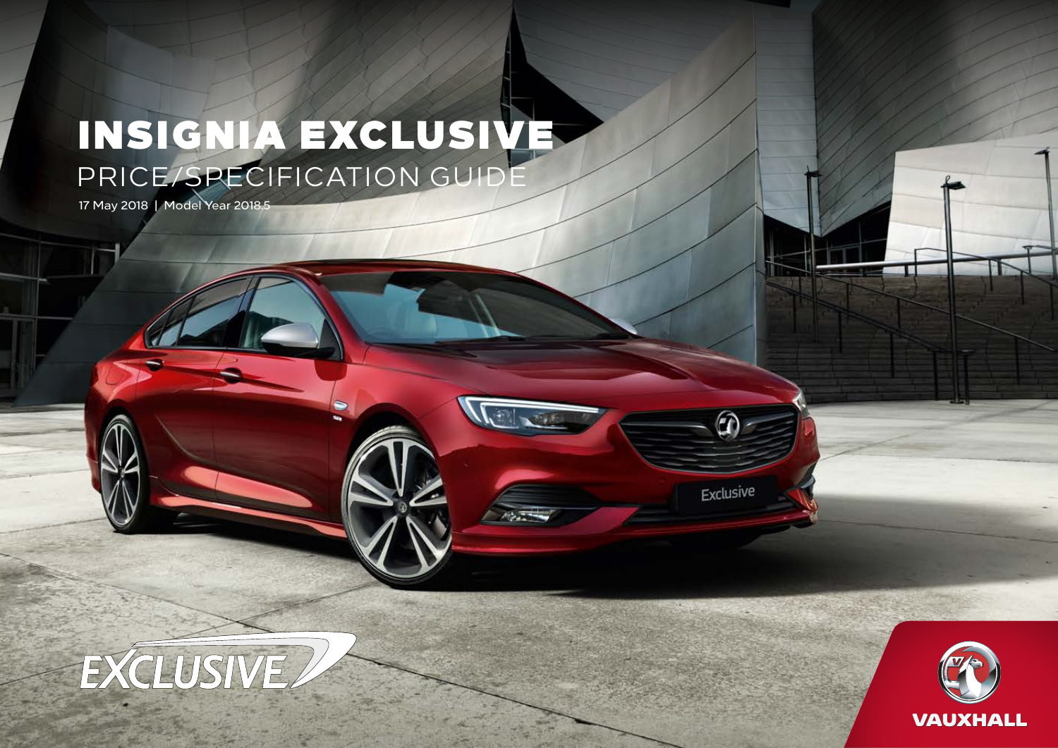# INSIGNIA EXCLUSIVE

## PRICE/SPECIFICATION GUIDE

17 May 2018 | Model Year 2018.5

EXCLUSIVE

VAUXHALL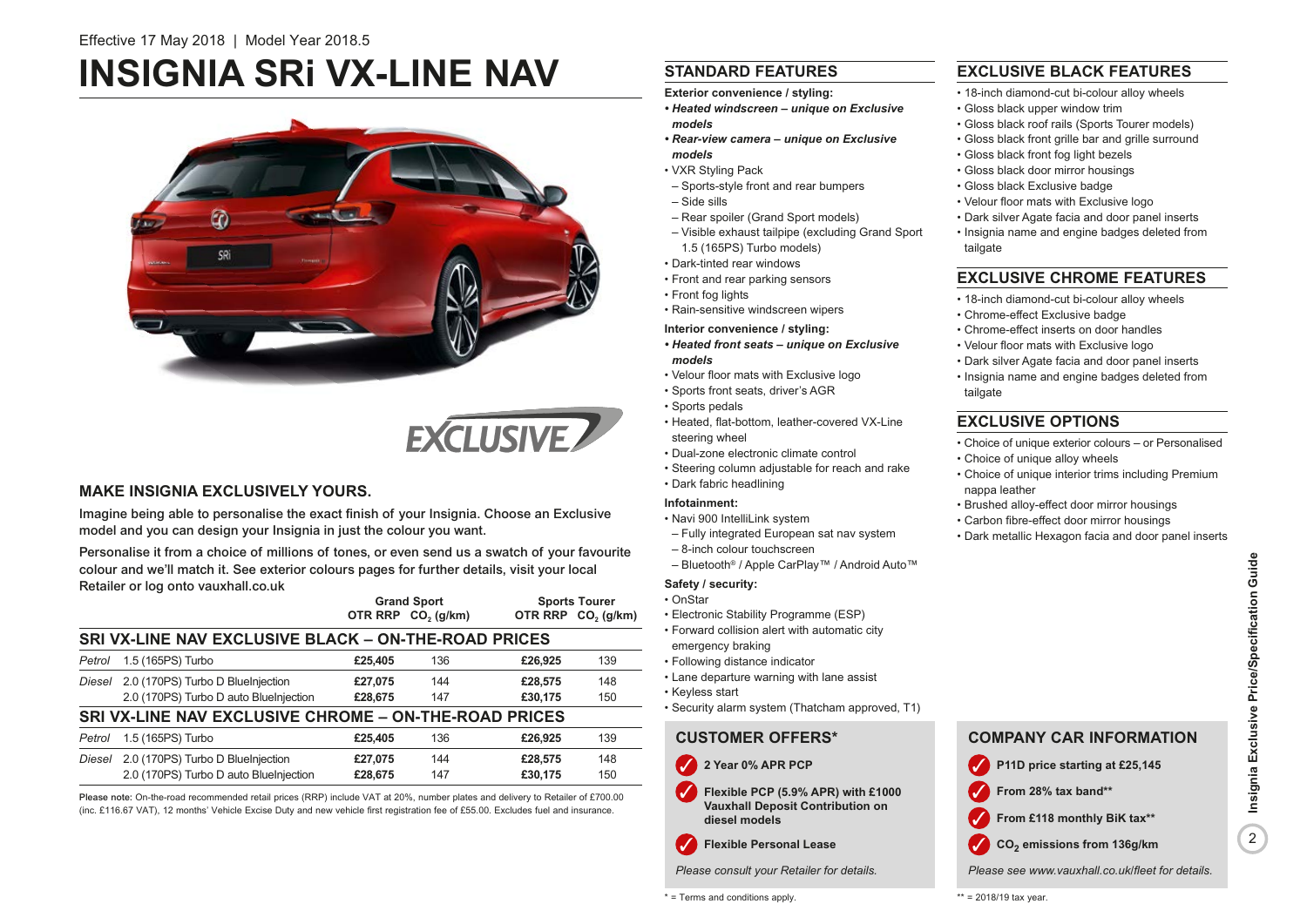Effective 17 May 2018 | Model Year 2018.5

# INSIGNIA SRi VX-LINE NAV

## MAKE INSIGNIA EXCLUSIVELY YOURS.

Imagine being able to personalise the exact finish of your Insignia. Choose an Exclusive model and you can design your Insignia in just the colour you want.

Personalise it from a choice of millions of tones, or even send us a swatch of your favourite colour and we'll match it. See exterior colours pages for further details, visit your local Retailer or log onto vauxhall.co.uk

| | | Grand Sport | | Sports Tourer | |
|---|---|---|---|---|---|
| | | OTR RRP | $CO_2$ (g/km) | OTR RRP | $CO_2$ (g/km) |
| **SRI VX-LINE NAV EXCLUSIVE BLACK – ON-THE-ROAD PRICES** | | | | | |
| *Petrol* | 1.5 (165PS) Turbo | **£25,405** | 136 | **£26,925** | 139 |
| *Diesel* | 2.0 (170PS) Turbo D BlueInjection | **£27,075** | 144 | **£28,575** | 148 |
| | 2.0 (170PS) Turbo D auto BlueInjection | **£28,675** | 147 | **£30,175** | 150 |
| **SRI VX-LINE NAV EXCLUSIVE CHROME – ON-THE-ROAD PRICES** | | | | | |
| *Petrol* | 1.5 (165PS) Turbo | **£25,405** | 136 | **£26,925** | 139 |
| *Diesel* | 2.0 (170PS) Turbo D BlueInjection | **£27,075** | 144 | **£28,575** | 148 |
| | 2.0 (170PS) Turbo D auto BlueInjection | **£28,675** | 147 | **£30,175** | 150 |

**Please note:** On-the-road recommended retail prices (RRP) include VAT at 20%, number plates and delivery to Retailer of £700.00 (inc. £116.67 VAT), 12 months' Vehicle Excise Duty and new vehicle first registration fee of £55.00. Excludes fuel and insurance.

## STANDARD FEATURES

**Exterior convenience / styling:**

- ***Heated windscreen – unique on Exclusive models***
- ***Rear-view camera – unique on Exclusive models***
- VXR Styling Pack
  - Sports-style front and rear bumpers
  - Side sills
  - Rear spoiler (Grand Sport models)
  - Visible exhaust tailpipe (excluding Grand Sport 1.5 (165PS) Turbo models)
- Dark-tinted rear windows
- Front and rear parking sensors
- Front fog lights
- Rain-sensitive windscreen wipers

**Interior convenience / styling:**

- ***Heated front seats – unique on Exclusive models***
- Velour floor mats with Exclusive logo
- Sports front seats, driver's AGR
- Sports pedals
- Heated, flat-bottom, leather-covered VX-Line steering wheel
- Dual-zone electronic climate control
- Steering column adjustable for reach and rake
- Dark fabric headlining

**Infotainment:**

- Navi 900 IntelliLink system
  - Fully integrated European sat nav system
  - 8-inch colour touchscreen
  - Bluetooth® / Apple CarPlay™ / Android Auto™

**Safety / security:**

- OnStar
- Electronic Stability Programme (ESP)
- Forward collision alert with automatic city emergency braking
- Following distance indicator
- Lane departure warning with lane assist
- Keyless start
- Security alarm system (Thatcham approved, T1)

## CUSTOMER OFFERS*

- **2 Year 0% APR PCP**
- **Flexible PCP (5.9% APR) with £1000 Vauxhall Deposit Contribution on diesel models**
- **Flexible Personal Lease**

*Please consult your Retailer for details.*

\* = Terms and conditions apply.

## EXCLUSIVE BLACK FEATURES

- 18-inch diamond-cut bi-colour alloy wheels
- Gloss black upper window trim
- Gloss black roof rails (Sports Tourer models)
- Gloss black front grille bar and grille surround
- Gloss black front fog light bezels
- Gloss black door mirror housings
- Gloss black Exclusive badge
- Velour floor mats with Exclusive logo
- Dark silver Agate facia and door panel inserts
- Insignia name and engine badges deleted from tailgate

## EXCLUSIVE CHROME FEATURES

- 18-inch diamond-cut bi-colour alloy wheels
- Chrome-effect Exclusive badge
- Chrome-effect inserts on door handles
- Velour floor mats with Exclusive logo
- Dark silver Agate facia and door panel inserts
- Insignia name and engine badges deleted from tailgate

## EXCLUSIVE OPTIONS

- Choice of unique exterior colours – or Personalised
- Choice of unique alloy wheels
- Choice of unique interior trims including Premium nappa leather
- Brushed alloy-effect door mirror housings
- Carbon fibre-effect door mirror housings
- Dark metallic Hexagon facia and door panel inserts

## COMPANY CAR INFORMATION

- **P11D price starting at £25,145**
- **From 28% tax band****
- **From £118 monthly BiK tax****
- **$CO_2$ emissions from 136g/km**

*Please see www.vauxhall.co.uk/fleet for details.*

** = 2018/19 tax year.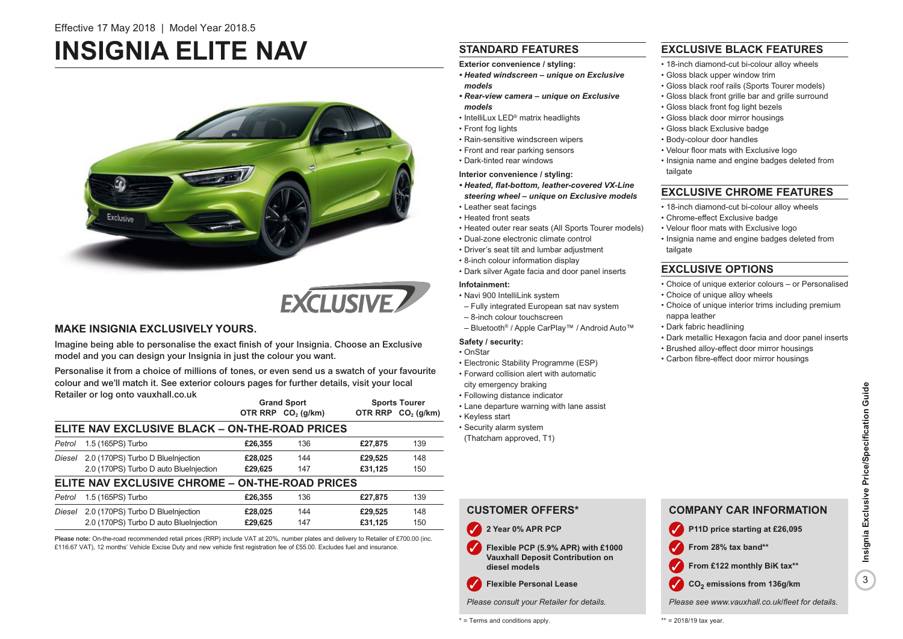Effective 17 May 2018 | Model Year 2018.5

# INSIGNIA ELITE NAV

## MAKE INSIGNIA EXCLUSIVELY YOURS.

Imagine being able to personalise the exact finish of your Insignia. Choose an Exclusive model and you can design your Insignia in just the colour you want.

Personalise it from a choice of millions of tones, or even send us a swatch of your favourite colour and we'll match it. See exterior colours pages for further details, visit your local Retailer or log onto vauxhall.co.uk

| | | Grand Sport | | Sports Tourer | |
|---|---|---|---|---|---|
| | | OTR RRP | $CO_2$ (g/km) | OTR RRP | $CO_2$ (g/km) |
| **ELITE NAV EXCLUSIVE BLACK – ON-THE-ROAD PRICES** | | | | | |
| *Petrol* | 1.5 (165PS) Turbo | **£26,355** | 136 | **£27,875** | 139 |
| *Diesel* | 2.0 (170PS) Turbo D BlueInjection | **£28,025** | 144 | **£29,525** | 148 |
| | 2.0 (170PS) Turbo D auto BlueInjection | **£29,625** | 147 | **£31,125** | 150 |
| **ELITE NAV EXCLUSIVE CHROME – ON-THE-ROAD PRICES** | | | | | |
| *Petrol* | 1.5 (165PS) Turbo | **£26,355** | 136 | **£27,875** | 139 |
| *Diesel* | 2.0 (170PS) Turbo D BlueInjection | **£28,025** | 144 | **£29,525** | 148 |
| | 2.0 (170PS) Turbo D auto BlueInjection | **£29,625** | 147 | **£31,125** | 150 |

**Please note:** On-the-road recommended retail prices (RRP) include VAT at 20%, number plates and delivery to Retailer of £700.00 (inc. £116.67 VAT), 12 months' Vehicle Excise Duty and new vehicle first registration fee of £55.00. Excludes fuel and insurance.

## STANDARD FEATURES

**Exterior convenience / styling:**
- ***Heated windscreen – unique on Exclusive models***
- ***Rear-view camera – unique on Exclusive models***
- IntelliLux LED® matrix headlights
- Front fog lights
- Rain-sensitive windscreen wipers
- Front and rear parking sensors
- Dark-tinted rear windows

**Interior convenience / styling:**
- ***Heated, flat-bottom, leather-covered VX-Line steering wheel – unique on Exclusive models***
- Leather seat facings
- Heated front seats
- Heated outer rear seats (All Sports Tourer models)
- Dual-zone electronic climate control
- Driver's seat tilt and lumbar adjustment
- 8-inch colour information display
- Dark silver Agate facia and door panel inserts

**Infotainment:**
- Navi 900 IntelliLink system
  - Fully integrated European sat nav system
  - 8-inch colour touchscreen
  - Bluetooth® / Apple CarPlay™ / Android Auto™

**Safety / security:**
- OnStar
- Electronic Stability Programme (ESP)
- Forward collision alert with automatic city emergency braking
- Following distance indicator
- Lane departure warning with lane assist
- Keyless start
- Security alarm system (Thatcham approved, T1)

## EXCLUSIVE BLACK FEATURES

- 18-inch diamond-cut bi-colour alloy wheels
- Gloss black upper window trim
- Gloss black roof rails (Sports Tourer models)
- Gloss black front grille bar and grille surround
- Gloss black front fog light bezels
- Gloss black door mirror housings
- Gloss black Exclusive badge
- Body-colour door handles
- Velour floor mats with Exclusive logo
- Insignia name and engine badges deleted from tailgate

## EXCLUSIVE CHROME FEATURES

- 18-inch diamond-cut bi-colour alloy wheels
- Chrome-effect Exclusive badge
- Velour floor mats with Exclusive logo
- Insignia name and engine badges deleted from tailgate

## EXCLUSIVE OPTIONS

- Choice of unique exterior colours – or Personalised
- Choice of unique alloy wheels
- Choice of unique interior trims including premium nappa leather
- Dark fabric headlining
- Dark metallic Hexagon facia and door panel inserts
- Brushed alloy-effect door mirror housings
- Carbon fibre-effect door mirror housings

## CUSTOMER OFFERS*

- **2 Year 0% APR PCP**
- **Flexible PCP (5.9% APR) with £1000 Vauxhall Deposit Contribution on diesel models**
- **Flexible Personal Lease**

*Please consult your Retailer for details.*

\* = Terms and conditions apply.

## COMPANY CAR INFORMATION

- **P11D price starting at £26,095**
- **From 28% tax band****
- **From £122 monthly BiK tax****
- **$CO_2$ emissions from 136g/km**

*Please see www.vauxhall.co.uk/fleet for details.*

** = 2018/19 tax year.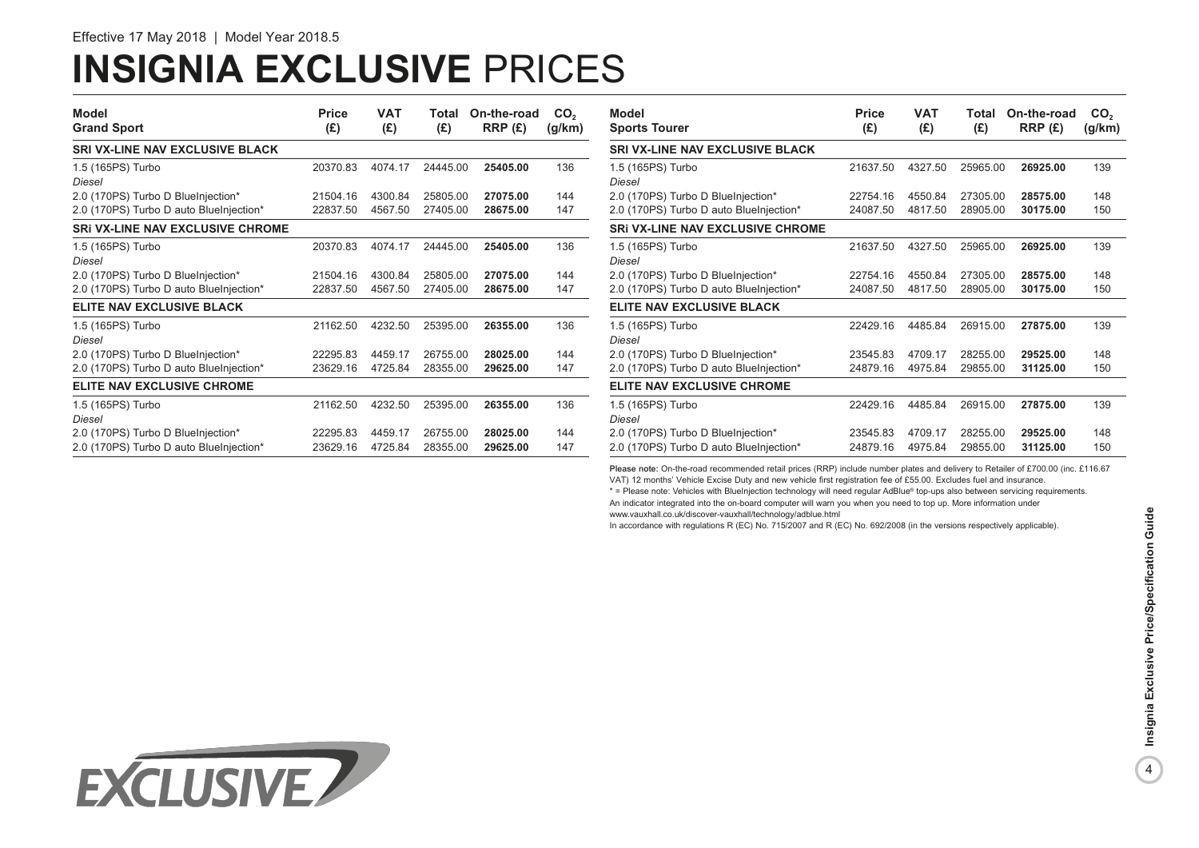Effective 17 May 2018 | Model Year 2018.5

# INSIGNIA EXCLUSIVE PRICES

| Model<br>Grand Sport | Price (£) | VAT (£) | Total (£) | On-the-road RRP (£) | $CO_2$ (g/km) |
|---|---|---|---|---|---|
| **SRI VX-LINE NAV EXCLUSIVE BLACK** | | | | | |
| 1.5 (165PS) Turbo | 20370.83 | 4074.17 | 24445.00 | **25405.00** | 136 |
| *Diesel* | | | | | |
| 2.0 (170PS) Turbo D BlueInjection* | 21504.16 | 4300.84 | 25805.00 | **27075.00** | 144 |
| 2.0 (170PS) Turbo D auto BlueInjection* | 22837.50 | 4567.50 | 27405.00 | **28675.00** | 147 |
| **SRi VX-LINE NAV EXCLUSIVE CHROME** | | | | | |
| 1.5 (165PS) Turbo | 20370.83 | 4074.17 | 24445.00 | **25405.00** | 136 |
| *Diesel* | | | | | |
| 2.0 (170PS) Turbo D BlueInjection* | 21504.16 | 4300.84 | 25805.00 | **27075.00** | 144 |
| 2.0 (170PS) Turbo D auto BlueInjection* | 22837.50 | 4567.50 | 27405.00 | **28675.00** | 147 |
| **ELITE NAV EXCLUSIVE BLACK** | | | | | |
| 1.5 (165PS) Turbo | 21162.50 | 4232.50 | 25395.00 | **26355.00** | 136 |
| *Diesel* | | | | | |
| 2.0 (170PS) Turbo D BlueInjection* | 22295.83 | 4459.17 | 26755.00 | **28025.00** | 144 |
| 2.0 (170PS) Turbo D auto BlueInjection* | 23629.16 | 4725.84 | 28355.00 | **29625.00** | 147 |
| **ELITE NAV EXCLUSIVE CHROME** | | | | | |
| 1.5 (165PS) Turbo | 21162.50 | 4232.50 | 25395.00 | **26355.00** | 136 |
| *Diesel* | | | | | |
| 2.0 (170PS) Turbo D BlueInjection* | 22295.83 | 4459.17 | 26755.00 | **28025.00** | 144 |
| 2.0 (170PS) Turbo D auto BlueInjection* | 23629.16 | 4725.84 | 28355.00 | **29625.00** | 147 |

| Model<br>Sports Tourer | Price (£) | VAT (£) | Total (£) | On-the-road RRP (£) | $CO_2$ (g/km) |
|---|---|---|---|---|---|
| **SRI VX-LINE NAV EXCLUSIVE BLACK** | | | | | |
| 1.5 (165PS) Turbo | 21637.50 | 4327.50 | 25965.00 | **26925.00** | 139 |
| *Diesel* | | | | | |
| 2.0 (170PS) Turbo D BlueInjection* | 22754.16 | 4550.84 | 27305.00 | **28575.00** | 148 |
| 2.0 (170PS) Turbo D auto BlueInjection* | 24087.50 | 4817.50 | 28905.00 | **30175.00** | 150 |
| **SRi VX-LINE NAV EXCLUSIVE CHROME** | | | | | |
| 1.5 (165PS) Turbo | 21637.50 | 4327.50 | 25965.00 | **26925.00** | 139 |
| *Diesel* | | | | | |
| 2.0 (170PS) Turbo D BlueInjection* | 22754.16 | 4550.84 | 27305.00 | **28575.00** | 148 |
| 2.0 (170PS) Turbo D auto BlueInjection* | 24087.50 | 4817.50 | 28905.00 | **30175.00** | 150 |
| **ELITE NAV EXCLUSIVE BLACK** | | | | | |
| 1.5 (165PS) Turbo | 22429.16 | 4485.84 | 26915.00 | **27875.00** | 139 |
| *Diesel* | | | | | |
| 2.0 (170PS) Turbo D BlueInjection* | 23545.83 | 4709.17 | 28255.00 | **29525.00** | 148 |
| 2.0 (170PS) Turbo D auto BlueInjection* | 24879.16 | 4975.84 | 29855.00 | **31125.00** | 150 |
| **ELITE NAV EXCLUSIVE CHROME** | | | | | |
| 1.5 (165PS) Turbo | 22429.16 | 4485.84 | 26915.00 | **27875.00** | 139 |
| *Diesel* | | | | | |
| 2.0 (170PS) Turbo D BlueInjection* | 23545.83 | 4709.17 | 28255.00 | **29525.00** | 148 |
| 2.0 (170PS) Turbo D auto BlueInjection* | 24879.16 | 4975.84 | 29855.00 | **31125.00** | 150 |

**Please note:** On-the-road recommended retail prices (RRP) include number plates and delivery to Retailer of £700.00 (inc. £116.67 VAT) 12 months' Vehicle Excise Duty and new vehicle first registration fee of £55.00. Excludes fuel and insurance.

\* = Please note: Vehicles with BlueInjection technology will need regular AdBlue® top-ups also between servicing requirements. An indicator integrated into the on-board computer will warn you when you need to top up. More information under www.vauxhall.co.uk/discover-vauxhall/technology/adblue.html

In accordance with regulations R (EC) No. 715/2007 and R (EC) No. 692/2008 (in the versions respectively applicable).

EXCLUSIVE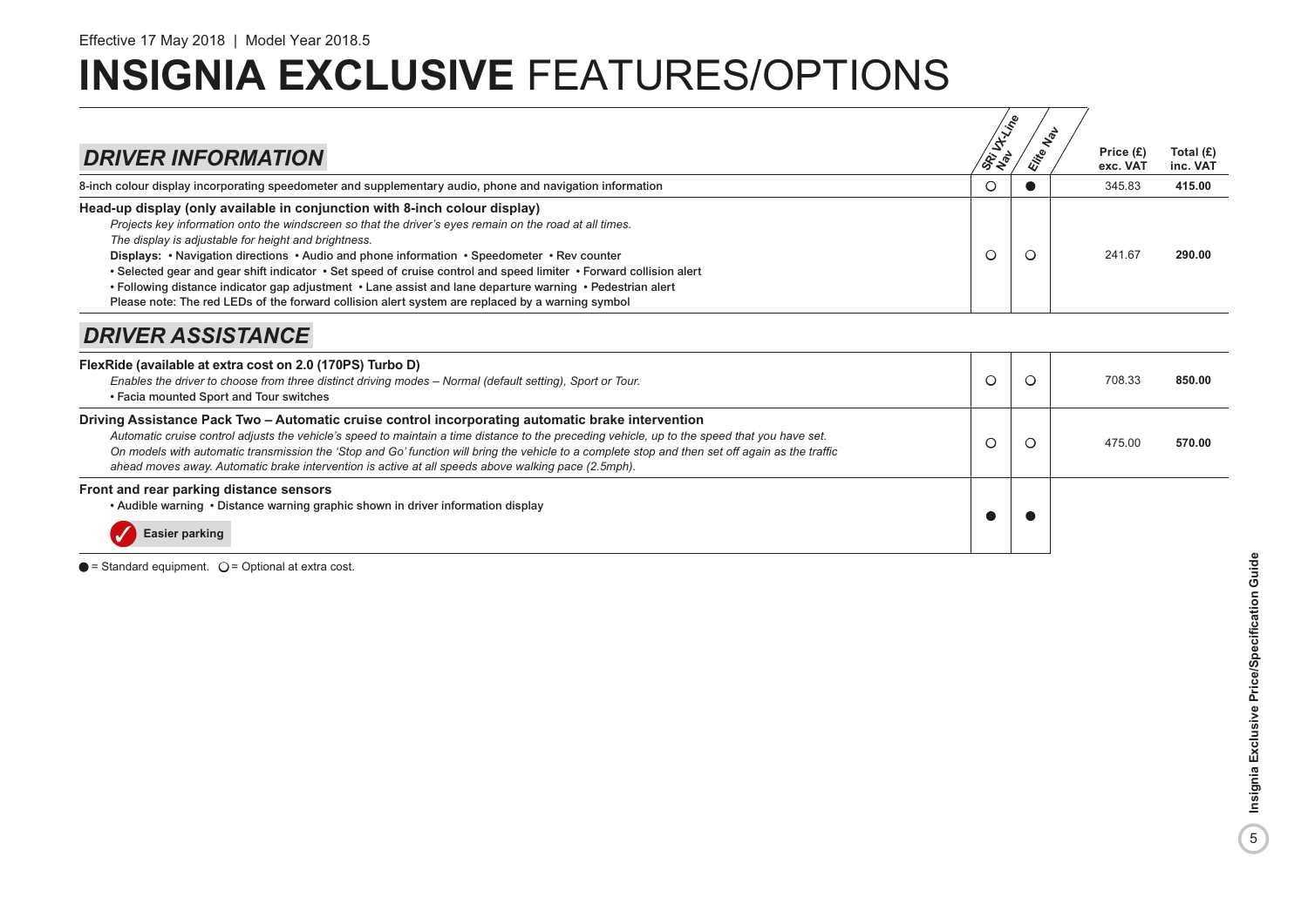Effective 17 May 2018 | Model Year 2018.5

# INSIGNIA EXCLUSIVE FEATURES/OPTIONS

## DRIVER INFORMATION

| | SRi VX-Line Nav | Elite Nav | Price (£) exc. VAT | Total (£) inc. VAT |
|---|---|---|---|---|
| 8-inch colour display incorporating speedometer and supplementary audio, phone and navigation information | ○ | ● | 345.83 | **415.00** |
| **Head-up display (only available in conjunction with 8-inch colour display)**<br>*Projects key information onto the windscreen so that the driver's eyes remain on the road at all times.*<br>*The display is adjustable for height and brightness.*<br>**Displays:** • Navigation directions • Audio and phone information • Speedometer • Rev counter<br>• Selected gear and gear shift indicator • Set speed of cruise control and speed limiter • Forward collision alert<br>• Following distance indicator gap adjustment • Lane assist and lane departure warning • Pedestrian alert<br>Please note: The red LEDs of the forward collision alert system are replaced by a warning symbol | ○ | ○ | 241.67 | **290.00** |

## DRIVER ASSISTANCE

| | SRi VX-Line Nav | Elite Nav | Price (£) exc. VAT | Total (£) inc. VAT |
|---|---|---|---|---|
| **FlexRide (available at extra cost on 2.0 (170PS) Turbo D)**<br>*Enables the driver to choose from three distinct driving modes – Normal (default setting), Sport or Tour.*<br>• Facia mounted Sport and Tour switches | ○ | ○ | 708.33 | **850.00** |
| **Driving Assistance Pack Two – Automatic cruise control incorporating automatic brake intervention**<br>*Automatic cruise control adjusts the vehicle's speed to maintain a time distance to the preceding vehicle, up to the speed that you have set.*<br>*On models with automatic transmission the 'Stop and Go' function will bring the vehicle to a complete stop and then set off again as the traffic ahead moves away. Automatic brake intervention is active at all speeds above walking pace (2.5mph).* | ○ | ○ | 475.00 | **570.00** |
| **Front and rear parking distance sensors**<br>• Audible warning • Distance warning graphic shown in driver information display<br>✓ **Easier parking** | ● | ● | | |

● = Standard equipment. ○ = Optional at extra cost.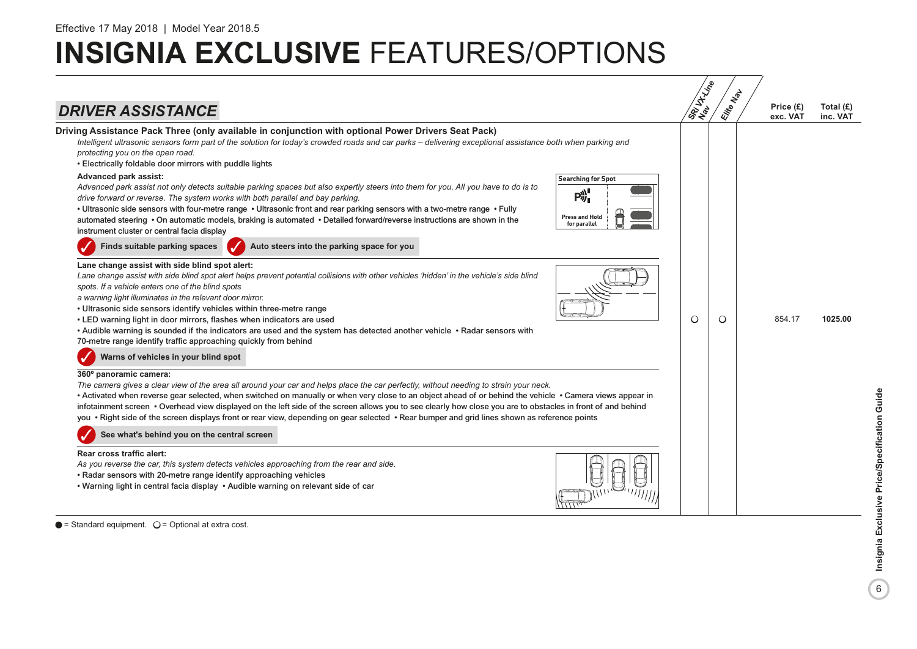Effective 17 May 2018 | Model Year 2018.5

# INSIGNIA EXCLUSIVE FEATURES/OPTIONS

## DRIVER ASSISTANCE

| | SRi VX-Line Nav | Elite Nav | Price (£) exc. VAT | Total (£) inc. VAT |
|---|---|---|---|---|
| Driving Assistance Pack Three (only available in conjunction with optional Power Drivers Seat Pack) | ○ | ○ | 854.17 | **1025.00** |

**Driving Assistance Pack Three (only available in conjunction with optional Power Drivers Seat Pack)**

*Intelligent ultrasonic sensors form part of the solution for today's crowded roads and car parks – delivering exceptional assistance both when parking and protecting you on the open road.*

• Electrically foldable door mirrors with puddle lights

**Advanced park assist:**

*Advanced park assist not only detects suitable parking spaces but also expertly steers into them for you. All you have to do is to drive forward or reverse. The system works with both parallel and bay parking.*

• Ultrasonic side sensors with four-metre range • Ultrasonic front and rear parking sensors with a two-metre range • Fully automated steering • On automatic models, braking is automated • Detailed forward/reverse instructions are shown in the instrument cluster or central facia display

✓ **Finds suitable parking spaces** ✓ **Auto steers into the parking space for you**

**Lane change assist with side blind spot alert:**

*Lane change assist with side blind spot alert helps prevent potential collisions with other vehicles 'hidden' in the vehicle's side blind spots. If a vehicle enters one of the blind spots a warning light illuminates in the relevant door mirror.*

• Ultrasonic side sensors identify vehicles within three-metre range
• LED warning light in door mirrors, flashes when indicators are used
• Audible warning is sounded if the indicators are used and the system has detected another vehicle • Radar sensors with 70-metre range identify traffic approaching quickly from behind

✓ **Warns of vehicles in your blind spot**

**360º panoramic camera:**

*The camera gives a clear view of the area all around your car and helps place the car perfectly, without needing to strain your neck.*

• Activated when reverse gear selected, when switched on manually or when very close to an object ahead of or behind the vehicle • Camera views appear in infotainment screen • Overhead view displayed on the left side of the screen allows you to see clearly how close you are to obstacles in front of and behind you • Right side of the screen displays front or rear view, depending on gear selected • Rear bumper and grid lines shown as reference points

✓ **See what's behind you on the central screen**

**Rear cross traffic alert:**

*As you reverse the car, this system detects vehicles approaching from the rear and side.*

• Radar sensors with 20-metre range identify approaching vehicles
• Warning light in central facia display • Audible warning on relevant side of car

● = Standard equipment. ○ = Optional at extra cost.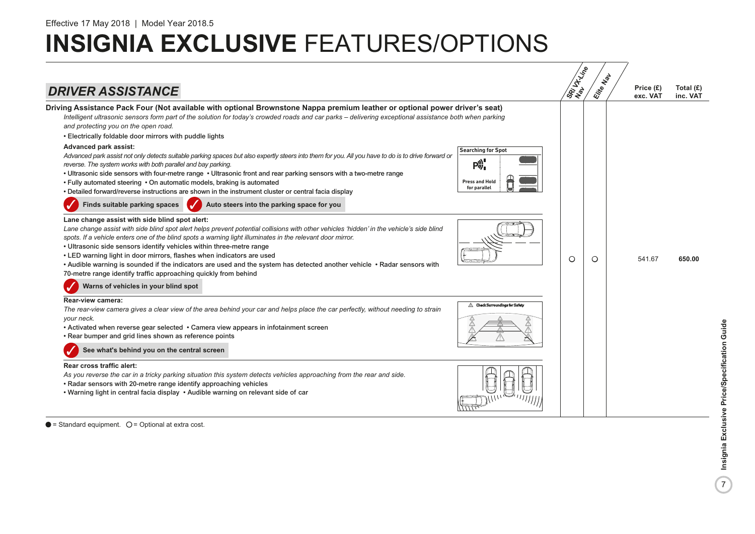Effective 17 May 2018 | Model Year 2018.5

# INSIGNIA EXCLUSIVE FEATURES/OPTIONS

## DRIVER ASSISTANCE

| | SRi VX-Line Nav | Elite Nav | Price (£) exc. VAT | Total (£) inc. VAT |
|---|---|---|---|---|
| **Driving Assistance Pack Four (Not available with optional Brownstone Nappa premium leather or optional power driver's seat)** | ○ | ○ | 541.67 | **650.00** |

**Driving Assistance Pack Four (Not available with optional Brownstone Nappa premium leather or optional power driver's seat)**

*Intelligent ultrasonic sensors form part of the solution for today's crowded roads and car parks – delivering exceptional assistance both when parking and protecting you on the open road.*

• Electrically foldable door mirrors with puddle lights

**Advanced park assist:**

*Advanced park assist not only detects suitable parking spaces but also expertly steers into them for you. All you have to do is to drive forward or reverse. The system works with both parallel and bay parking.*

• Ultrasonic side sensors with four-metre range • Ultrasonic front and rear parking sensors with a two-metre range
• Fully automated steering • On automatic models, braking is automated
• Detailed forward/reverse instructions are shown in the instrument cluster or central facia display

✓ **Finds suitable parking spaces** ✓ **Auto steers into the parking space for you**

**Lane change assist with side blind spot alert:**

*Lane change assist with side blind spot alert helps prevent potential collisions with other vehicles 'hidden' in the vehicle's side blind spots. If a vehicle enters one of the blind spots a warning light illuminates in the relevant door mirror.*

• Ultrasonic side sensors identify vehicles within three-metre range
• LED warning light in door mirrors, flashes when indicators are used
• Audible warning is sounded if the indicators are used and the system has detected another vehicle • Radar sensors with 70-metre range identify traffic approaching quickly from behind

✓ **Warns of vehicles in your blind spot**

**Rear-view camera:**

*The rear-view camera gives a clear view of the area behind your car and helps place the car perfectly, without needing to strain your neck.*

• Activated when reverse gear selected • Camera view appears in infotainment screen
• Rear bumper and grid lines shown as reference points

✓ **See what's behind you on the central screen**

**Rear cross traffic alert:**

*As you reverse the car in a tricky parking situation this system detects vehicles approaching from the rear and side.*

• Radar sensors with 20-metre range identify approaching vehicles
• Warning light in central facia display • Audible warning on relevant side of car

● = Standard equipment. ○ = Optional at extra cost.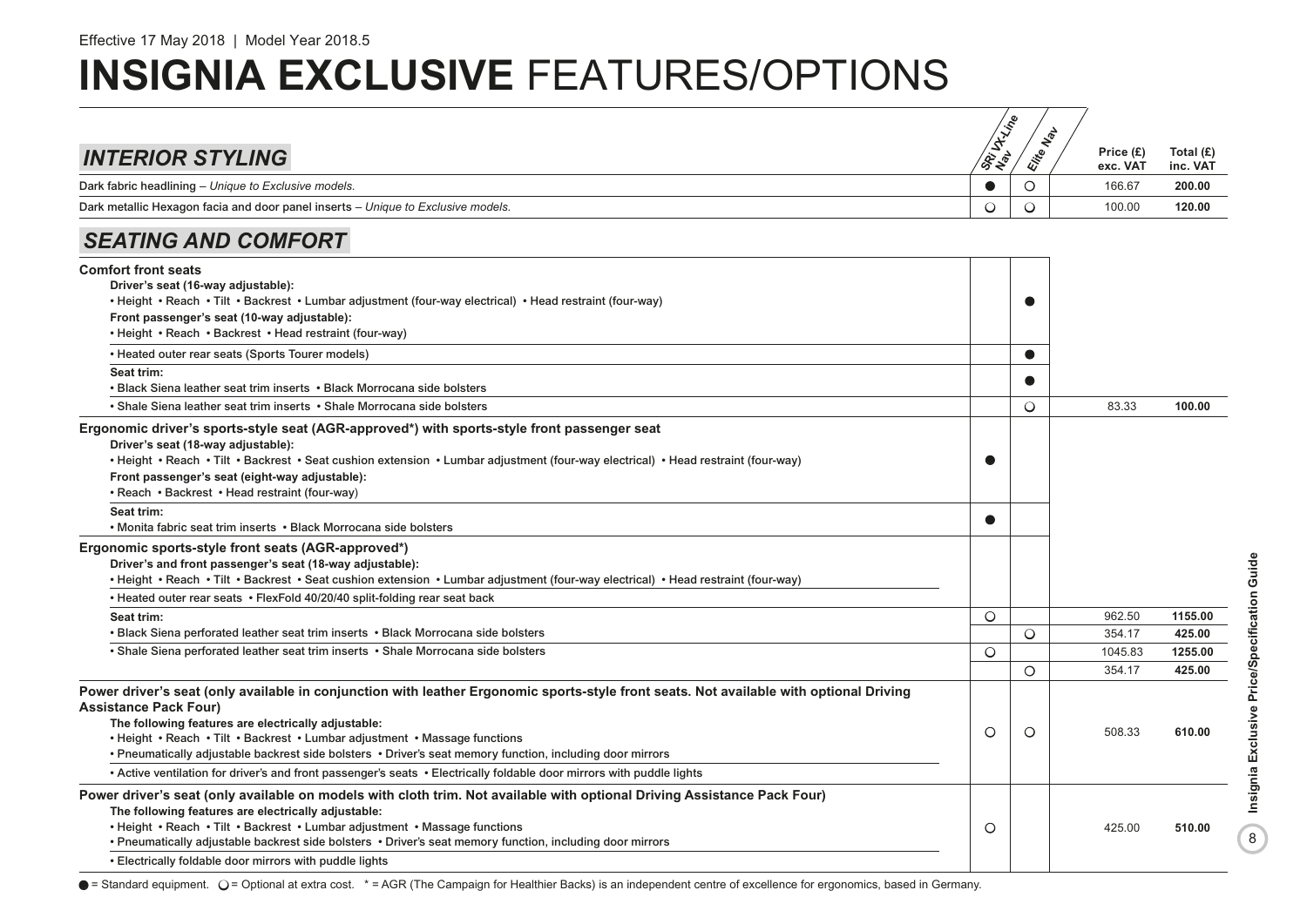Effective 17 May 2018 | Model Year 2018.5

# **INSIGNIA EXCLUSIVE** FEATURES/OPTIONS

## *INTERIOR STYLING*

| | SRi VX-Line Nav | Elite Nav | Price (£) exc. VAT | Total (£) inc. VAT |
|---|---|---|---|---|
| Dark fabric headlining – *Unique to Exclusive models.* | ● | ○ | 166.67 | **200.00** |
| Dark metallic Hexagon facia and door panel inserts – *Unique to Exclusive models.* | ○ | ○ | 100.00 | **120.00** |

## *SEATING AND COMFORT*

| | SRi VX-Line Nav | Elite Nav | Price (£) exc. VAT | Total (£) inc. VAT |
|---|---|---|---|---|
| **Comfort front seats**<br>**Driver's seat (16-way adjustable):**<br>• Height • Reach • Tilt • Backrest • Lumbar adjustment (four-way electrical) • Head restraint (four-way)<br>**Front passenger's seat (10-way adjustable):**<br>• Height • Reach • Backrest • Head restraint (four-way) | | ● | | |
| • Heated outer rear seats (Sports Tourer models) | | ● | | |
| **Seat trim:**<br>• Black Siena leather seat trim inserts • Black Morrocana side bolsters | | ● | | |
| • Shale Siena leather seat trim inserts • Shale Morrocana side bolsters | | ○ | 83.33 | **100.00** |
| **Ergonomic driver's sports-style seat (AGR-approved*) with sports-style front passenger seat**<br>**Driver's seat (18-way adjustable):**<br>• Height • Reach • Tilt • Backrest • Seat cushion extension • Lumbar adjustment (four-way electrical) • Head restraint (four-way)<br>**Front passenger's seat (eight-way adjustable):**<br>• Reach • Backrest • Head restraint (four-way) | ● | | | |
| **Seat trim:**<br>• Monita fabric seat trim inserts • Black Morrocana side bolsters | ● | | | |
| **Ergonomic sports-style front seats (AGR-approved*)**<br>**Driver's and front passenger's seat (18-way adjustable):**<br>• Height • Reach • Tilt • Backrest • Seat cushion extension • Lumbar adjustment (four-way electrical) • Head restraint (four-way)<br>• Heated outer rear seats • FlexFold 40/20/40 split-folding rear seat back | | | | |
| **Seat trim:** | ○ | | 962.50 | **1155.00** |
| • Black Siena perforated leather seat trim inserts • Black Morrocana side bolsters | | ○ | 354.17 | **425.00** |
| • Shale Siena perforated leather seat trim inserts • Shale Morrocana side bolsters | ○ | | 1045.83 | **1255.00** |
| | | ○ | 354.17 | **425.00** |
| **Power driver's seat (only available in conjunction with leather Ergonomic sports-style front seats. Not available with optional Driving Assistance Pack Four)**<br>**The following features are electrically adjustable:**<br>• Height • Reach • Tilt • Backrest • Lumbar adjustment • Massage functions<br>• Pneumatically adjustable backrest side bolsters • Driver's seat memory function, including door mirrors<br>• Active ventilation for driver's and front passenger's seats • Electrically foldable door mirrors with puddle lights | ○ | ○ | 508.33 | **610.00** |
| **Power driver's seat (only available on models with cloth trim. Not available with optional Driving Assistance Pack Four)**<br>**The following features are electrically adjustable:**<br>• Height • Reach • Tilt • Backrest • Lumbar adjustment • Massage functions<br>• Pneumatically adjustable backrest side bolsters • Driver's seat memory function, including door mirrors<br>• Electrically foldable door mirrors with puddle lights | ○ | | 425.00 | **510.00** |

● = Standard equipment. ○ = Optional at extra cost. * = AGR (The Campaign for Healthier Backs) is an independent centre of excellence for ergonomics, based in Germany.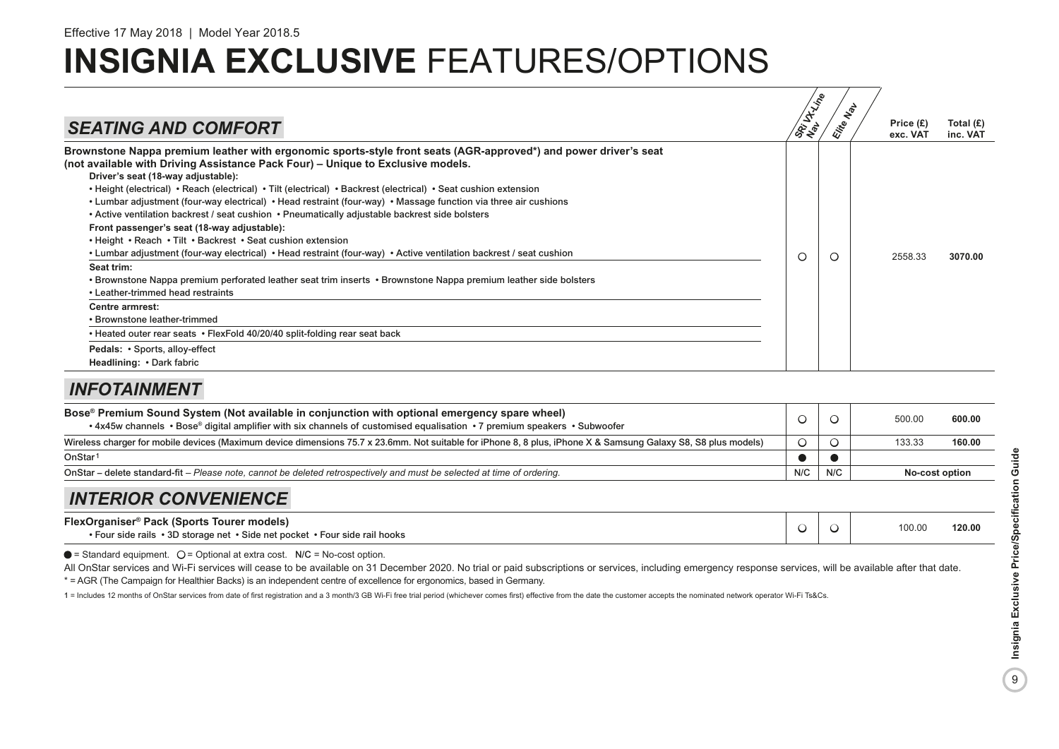Effective 17 May 2018 | Model Year 2018.5

# INSIGNIA EXCLUSIVE FEATURES/OPTIONS

## SEATING AND COMFORT

| | SRi VX-Line Nav | Elite Nav | Price (£) exc. VAT | Total (£) inc. VAT |
|---|---|---|---|---|
| **Brownstone Nappa premium leather with ergonomic sports-style front seats (AGR-approved*) and power driver's seat (not available with Driving Assistance Pack Four) – Unique to Exclusive models.**<br>**Driver's seat (18-way adjustable):**<br>• Height (electrical) • Reach (electrical) • Tilt (electrical) • Backrest (electrical) • Seat cushion extension<br>• Lumbar adjustment (four-way electrical) • Head restraint (four-way) • Massage function via three air cushions<br>• Active ventilation backrest / seat cushion • Pneumatically adjustable backrest side bolsters<br>**Front passenger's seat (18-way adjustable):**<br>• Height • Reach • Tilt • Backrest • Seat cushion extension<br>• Lumbar adjustment (four-way electrical) • Head restraint (four-way) • Active ventilation backrest / seat cushion<br>**Seat trim:**<br>• Brownstone Nappa premium perforated leather seat trim inserts • Brownstone Nappa premium leather side bolsters<br>• Leather-trimmed head restraints<br>**Centre armrest:**<br>• Brownstone leather-trimmed<br>• Heated outer rear seats • FlexFold 40/20/40 split-folding rear seat back<br>**Pedals:** • Sports, alloy-effect<br>**Headlining:** • Dark fabric | ○ | ○ | 2558.33 | **3070.00** |

## INFOTAINMENT

| | SRi VX-Line Nav | Elite Nav | Price (£) exc. VAT | Total (£) inc. VAT |
|---|---|---|---|---|
| **Bose® Premium Sound System (Not available in conjunction with optional emergency spare wheel)**<br>• 4x45w channels • Bose® digital amplifier with six channels of customised equalisation • 7 premium speakers • Subwoofer | ○ | ○ | 500.00 | **600.00** |
| Wireless charger for mobile devices (Maximum device dimensions 75.7 x 23.6mm. Not suitable for iPhone 8, 8 plus, iPhone X & Samsung Galaxy S8, S8 plus models) | ○ | ○ | 133.33 | **160.00** |
| OnStar[1] | ● | ● | | |
| OnStar – delete standard-fit – *Please note, cannot be deleted retrospectively and must be selected at time of ordering.* | N/C | N/C | **No-cost option** | |

## INTERIOR CONVENIENCE

| | SRi VX-Line Nav | Elite Nav | Price (£) exc. VAT | Total (£) inc. VAT |
|---|---|---|---|---|
| **FlexOrganiser® Pack (Sports Tourer models)**<br>• Four side rails • 3D storage net • Side net pocket • Four side rail hooks | ○ | ○ | 100.00 | **120.00** |

● = Standard equipment. ○ = Optional at extra cost. N/C = No-cost option.

All OnStar services and Wi-Fi services will cease to be available on 31 December 2020. No trial or paid subscriptions or services, including emergency response services, will be available after that date.

* = AGR (The Campaign for Healthier Backs) is an independent centre of excellence for ergonomics, based in Germany.

1 = Includes 12 months of OnStar services from date of first registration and a 3 month/3 GB Wi-Fi free trial period (whichever comes first) effective from the date the customer accepts the nominated network operator Wi-Fi Ts&Cs.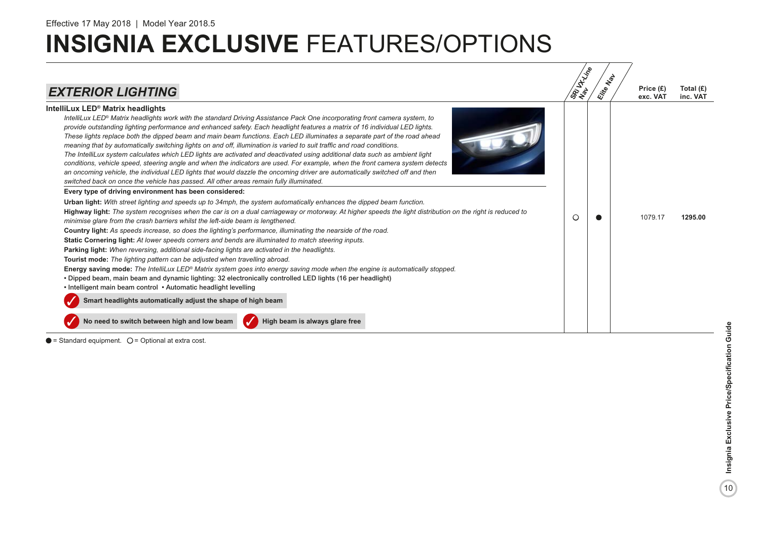Effective 17 May 2018 | Model Year 2018.5

# INSIGNIA EXCLUSIVE FEATURES/OPTIONS

## EXTERIOR LIGHTING

| Feature | SRi VX-Line Nav | Elite Nav | Price (£) exc. VAT | Total (£) inc. VAT |
|---|---|---|---|---|
| **IntelliLux LED® Matrix headlights** | ○ | ● | 1079.17 | **1295.00** |

**IntelliLux LED® Matrix headlights**

*IntelliLux LED® Matrix headlights work with the standard Driving Assistance Pack One incorporating front camera system, to provide outstanding lighting performance and enhanced safety. Each headlight features a matrix of 16 individual LED lights. These lights replace both the dipped beam and main beam functions. Each LED illuminates a separate part of the road ahead meaning that by automatically switching lights on and off, illumination is varied to suit traffic and road conditions.*

*The IntelliLux system calculates which LED lights are activated and deactivated using additional data such as ambient light conditions, vehicle speed, steering angle and when the indicators are used. For example, when the front camera system detects an oncoming vehicle, the individual LED lights that would dazzle the oncoming driver are automatically switched off and then switched back on once the vehicle has passed. All other areas remain fully illuminated.*

**Every type of driving environment has been considered:**

**Urban light:** *With street lighting and speeds up to 34mph, the system automatically enhances the dipped beam function.*

**Highway light:** *The system recognises when the car is on a dual carriageway or motorway. At higher speeds the light distribution on the right is reduced to minimise glare from the crash barriers whilst the left-side beam is lengthened.*

**Country light:** *As speeds increase, so does the lighting's performance, illuminating the nearside of the road.*

**Static Cornering light:** *At lower speeds corners and bends are illuminated to match steering inputs.*

**Parking light:** *When reversing, additional side-facing lights are activated in the headlights.*

**Tourist mode:** *The lighting pattern can be adjusted when travelling abroad.*

**Energy saving mode:** *The IntelliLux LED® Matrix system goes into energy saving mode when the engine is automatically stopped.*

- Dipped beam, main beam and dynamic lighting: 32 electronically controlled LED lights (16 per headlight)
- Intelligent main beam control
- Automatic headlight levelling

✓ **Smart headlights automatically adjust the shape of high beam**

✓ **No need to switch between high and low beam**

✓ **High beam is always glare free**

● = Standard equipment. ○ = Optional at extra cost.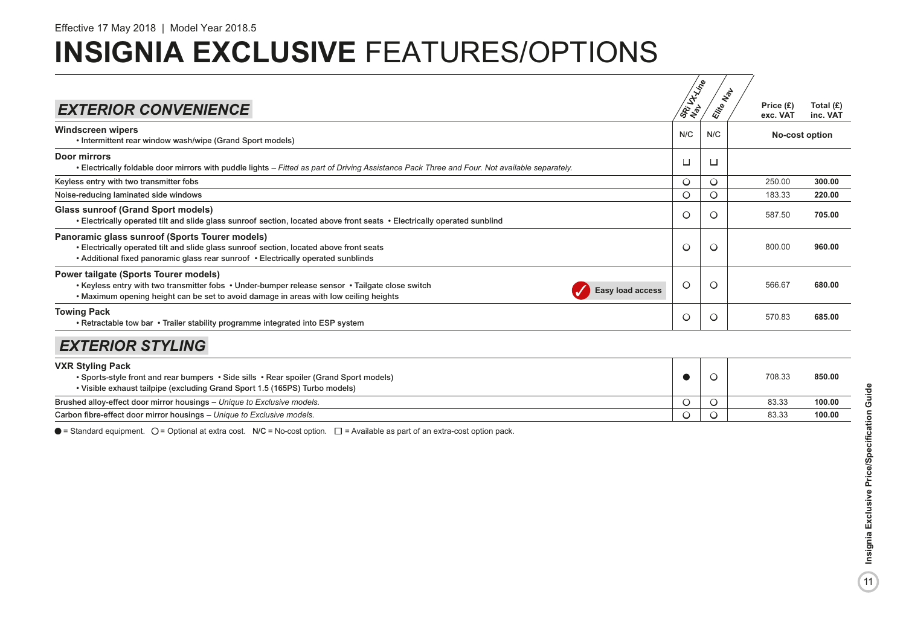Effective 17 May 2018 | Model Year 2018.5

# INSIGNIA EXCLUSIVE FEATURES/OPTIONS

## EXTERIOR CONVENIENCE

| | SRi VX-Line Nav | Elite Nav | Price (£) exc. VAT | Total (£) inc. VAT |
|---|---|---|---|---|
| **Windscreen wipers**<br>• Intermittent rear window wash/wipe (Grand Sport models) | N/C | N/C | No-cost option | |
| **Door mirrors**<br>• Electrically foldable door mirrors with puddle lights – *Fitted as part of Driving Assistance Pack Three and Four. Not available separately.* | ☐ | ☐ | | |
| Keyless entry with two transmitter fobs | ○ | ○ | 250.00 | **300.00** |
| Noise-reducing laminated side windows | ○ | ○ | 183.33 | **220.00** |
| **Glass sunroof (Grand Sport models)**<br>• Electrically operated tilt and slide glass sunroof section, located above front seats • Electrically operated sunblind | ○ | ○ | 587.50 | **705.00** |
| **Panoramic glass sunroof (Sports Tourer models)**<br>• Electrically operated tilt and slide glass sunroof section, located above front seats<br>• Additional fixed panoramic glass rear sunroof • Electrically operated sunblinds | ○ | ○ | 800.00 | **960.00** |
| **Power tailgate (Sports Tourer models)**<br>• Keyless entry with two transmitter fobs • Under-bumper release sensor • Tailgate close switch<br>• Maximum opening height can be set to avoid damage in areas with low ceiling heights<br>✓ **Easy load access** | ○ | ○ | 566.67 | **680.00** |
| **Towing Pack**<br>• Retractable tow bar • Trailer stability programme integrated into ESP system | ○ | ○ | 570.83 | **685.00** |

## EXTERIOR STYLING

| | SRi VX-Line Nav | Elite Nav | Price (£) exc. VAT | Total (£) inc. VAT |
|---|---|---|---|---|
| **VXR Styling Pack**<br>• Sports-style front and rear bumpers • Side sills • Rear spoiler (Grand Sport models)<br>• Visible exhaust tailpipe (excluding Grand Sport 1.5 (165PS) Turbo models) | ● | ○ | 708.33 | **850.00** |
| Brushed alloy-effect door mirror housings – *Unique to Exclusive models.* | ○ | ○ | 83.33 | **100.00** |
| Carbon fibre-effect door mirror housings – *Unique to Exclusive models.* | ○ | ○ | 83.33 | **100.00** |

● = Standard equipment. ○ = Optional at extra cost. N/C = No-cost option. ☐ = Available as part of an extra-cost option pack.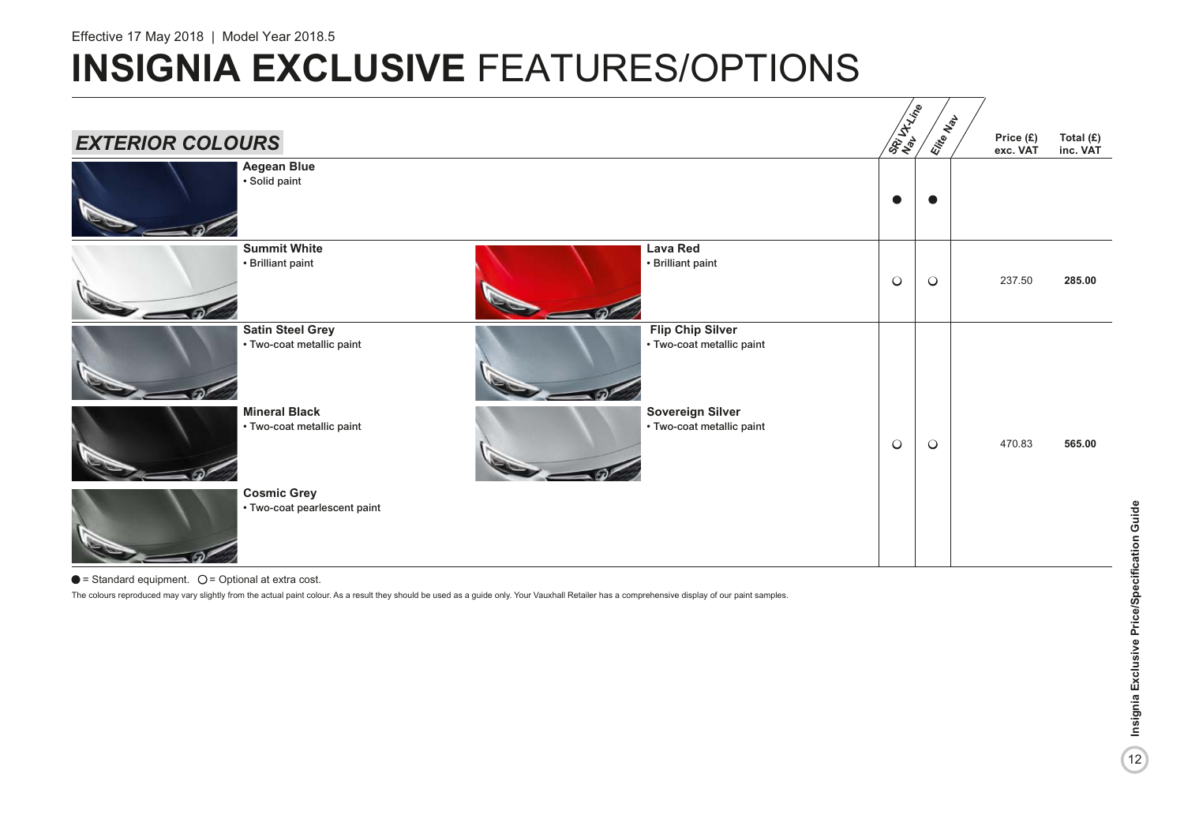Effective 17 May 2018 | Model Year 2018.5

# INSIGNIA EXCLUSIVE FEATURES/OPTIONS

## *EXTERIOR COLOURS*

| Colour | SRi VX-Line Nav | Elite Nav | Price (£) exc. VAT | Total (£) inc. VAT |
|---|---|---|---|---|
| **Aegean Blue** • Solid paint | ● | ● | | |
| **Summit White** • Brilliant paint; **Lava Red** • Brilliant paint | ○ | ○ | 237.50 | **285.00** |
| **Satin Steel Grey** • Two-coat metallic paint; **Flip Chip Silver** • Two-coat metallic paint; **Mineral Black** • Two-coat metallic paint; **Sovereign Silver** • Two-coat metallic paint; **Cosmic Grey** • Two-coat pearlescent paint | ○ | ○ | 470.83 | **565.00** |

● = Standard equipment. ○ = Optional at extra cost.

The colours reproduced may vary slightly from the actual paint colour. As a result they should be used as a guide only. Your Vauxhall Retailer has a comprehensive display of our paint samples.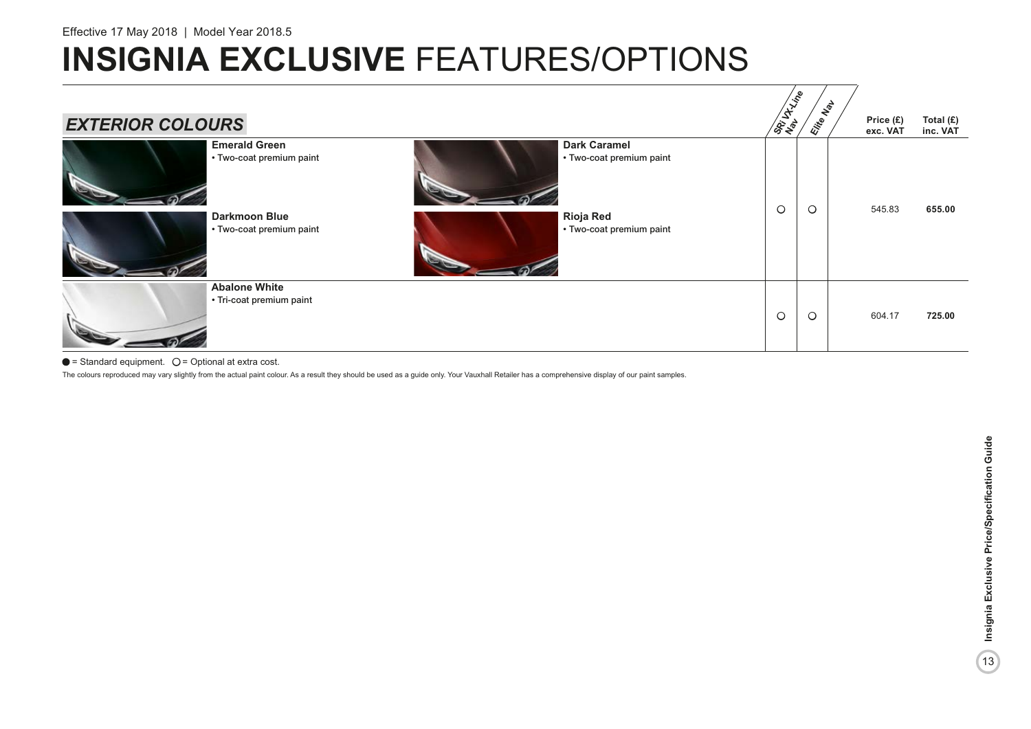Effective 17 May 2018 | Model Year 2018.5

# INSIGNIA EXCLUSIVE FEATURES/OPTIONS

## *EXTERIOR COLOURS*

| | SRi VX-Line Nav | Elite Nav | Price (£) exc. VAT | Total (£) inc. VAT |
|---|---|---|---|---|
| **Emerald Green** • Two-coat premium paint<br>**Dark Caramel** • Two-coat premium paint<br>**Darkmoon Blue** • Two-coat premium paint<br>**Rioja Red** • Two-coat premium paint | ○ | ○ | 545.83 | **655.00** |
| **Abalone White** • Tri-coat premium paint | ○ | ○ | 604.17 | **725.00** |

● = Standard equipment. ○ = Optional at extra cost.

The colours reproduced may vary slightly from the actual paint colour. As a result they should be used as a guide only. Your Vauxhall Retailer has a comprehensive display of our paint samples.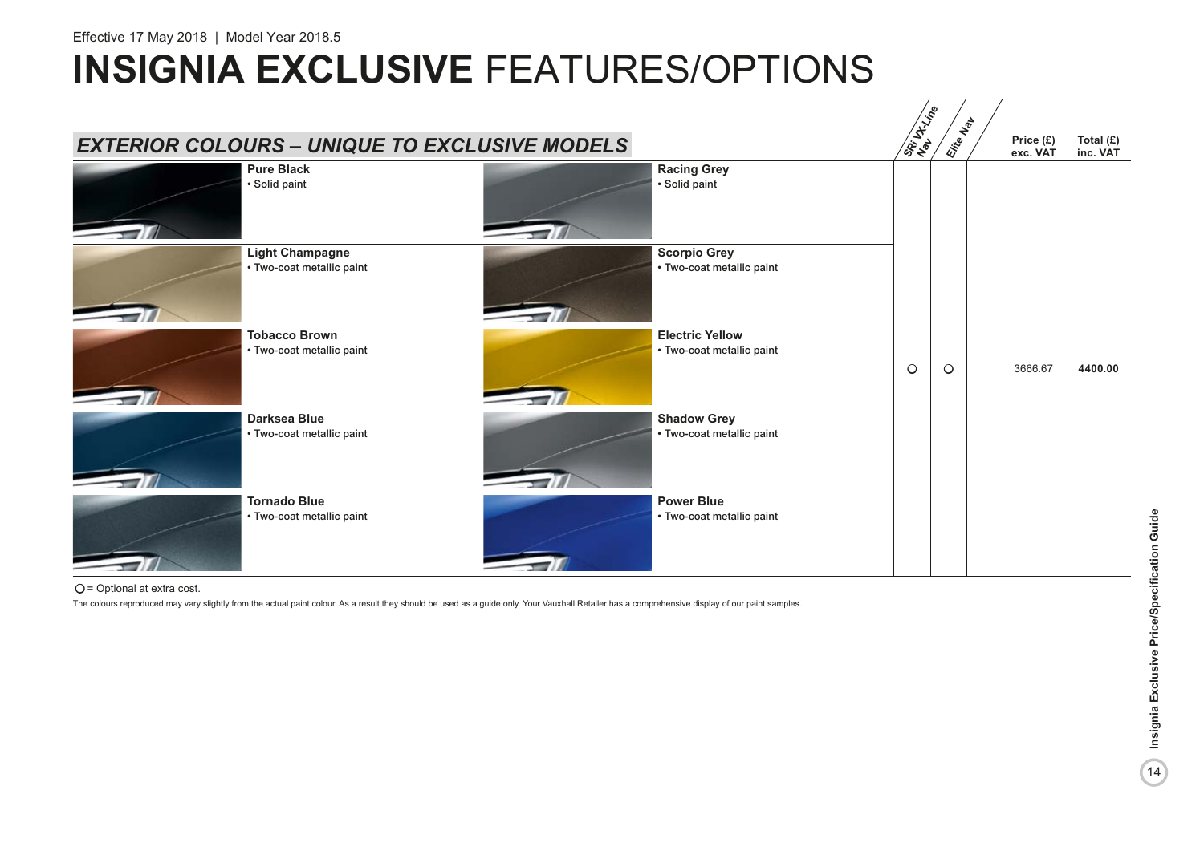Effective 17 May 2018 | Model Year 2018.5

# INSIGNIA EXCLUSIVE FEATURES/OPTIONS

## EXTERIOR COLOURS – UNIQUE TO EXCLUSIVE MODELS

| Colour | Colour | SRi VX-Line Nav | Elite Nav | Price (£) exc. VAT | Total (£) inc. VAT |
|---|---|---|---|---|---|
| **Pure Black** • Solid paint | **Racing Grey** • Solid paint | | | | |
| **Light Champagne** • Two-coat metallic paint | **Scorpio Grey** • Two-coat metallic paint | | | | |
| **Tobacco Brown** • Two-coat metallic paint | **Electric Yellow** • Two-coat metallic paint | ○ | ○ | 3666.67 | **4400.00** |
| **Darksea Blue** • Two-coat metallic paint | **Shadow Grey** • Two-coat metallic paint | | | | |
| **Tornado Blue** • Two-coat metallic paint | **Power Blue** • Two-coat metallic paint | | | | |

○ = Optional at extra cost.

The colours reproduced may vary slightly from the actual paint colour. As a result they should be used as a guide only. Your Vauxhall Retailer has a comprehensive display of our paint samples.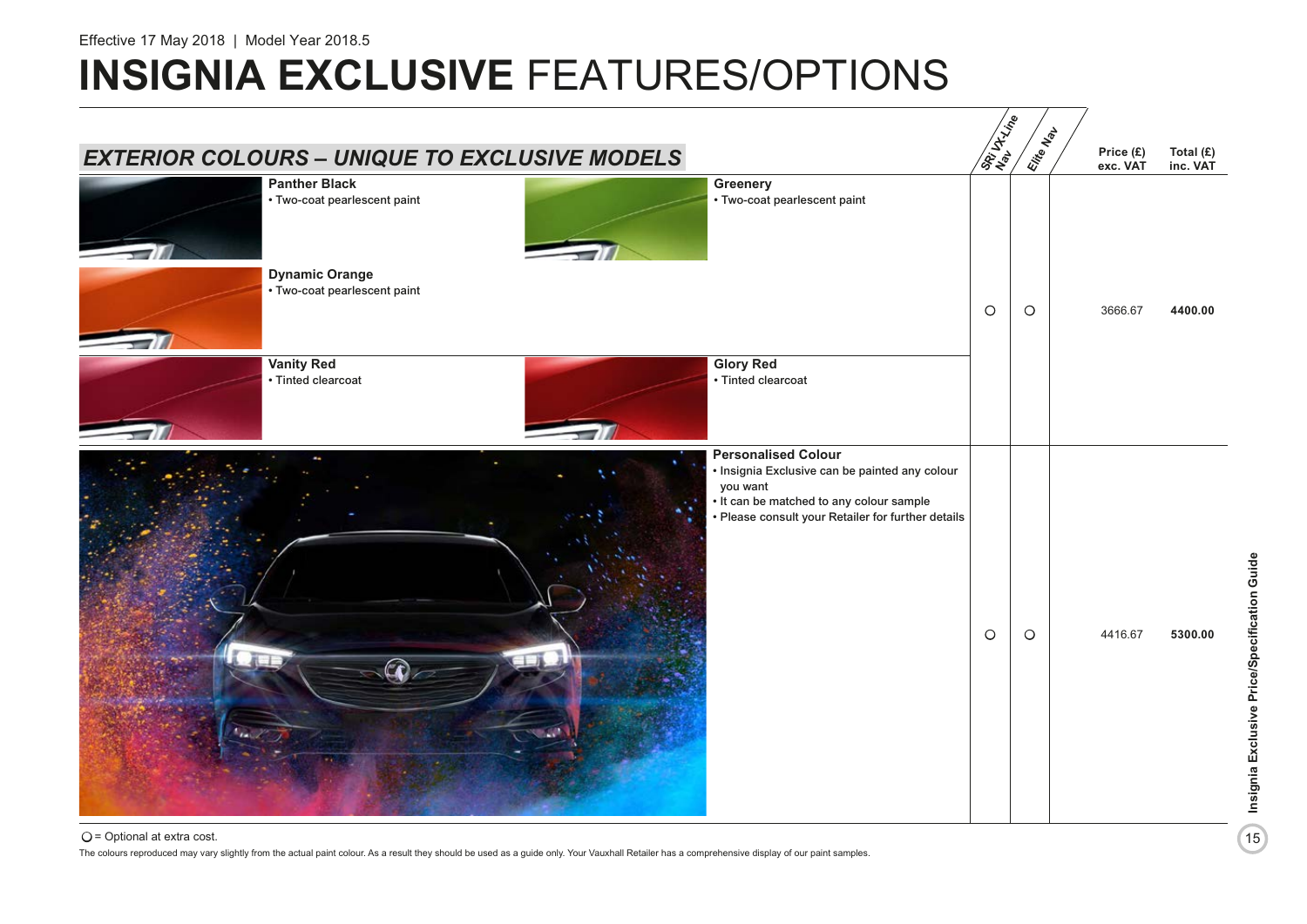Effective 17 May 2018 | Model Year 2018.5

# INSIGNIA EXCLUSIVE FEATURES/OPTIONS

## *EXTERIOR COLOURS – UNIQUE TO EXCLUSIVE MODELS*

| Colour | SRi VX-Line Nav | Elite Nav | Price (£) exc. VAT | Total (£) inc. VAT |
|---|---|---|---|---|
| **Panther Black**<br>• Two-coat pearlescent paint<br>**Greenery**<br>• Two-coat pearlescent paint<br>**Dynamic Orange**<br>• Two-coat pearlescent paint<br>**Vanity Red**<br>• Tinted clearcoat<br>**Glory Red**<br>• Tinted clearcoat | ○ | ○ | 3666.67 | **4400.00** |
| **Personalised Colour**<br>• Insignia Exclusive can be painted any colour you want<br>• It can be matched to any colour sample<br>• Please consult your Retailer for further details | ○ | ○ | 4416.67 | **5300.00** |

○ = Optional at extra cost.

The colours reproduced may vary slightly from the actual paint colour. As a result they should be used as a guide only. Your Vauxhall Retailer has a comprehensive display of our paint samples.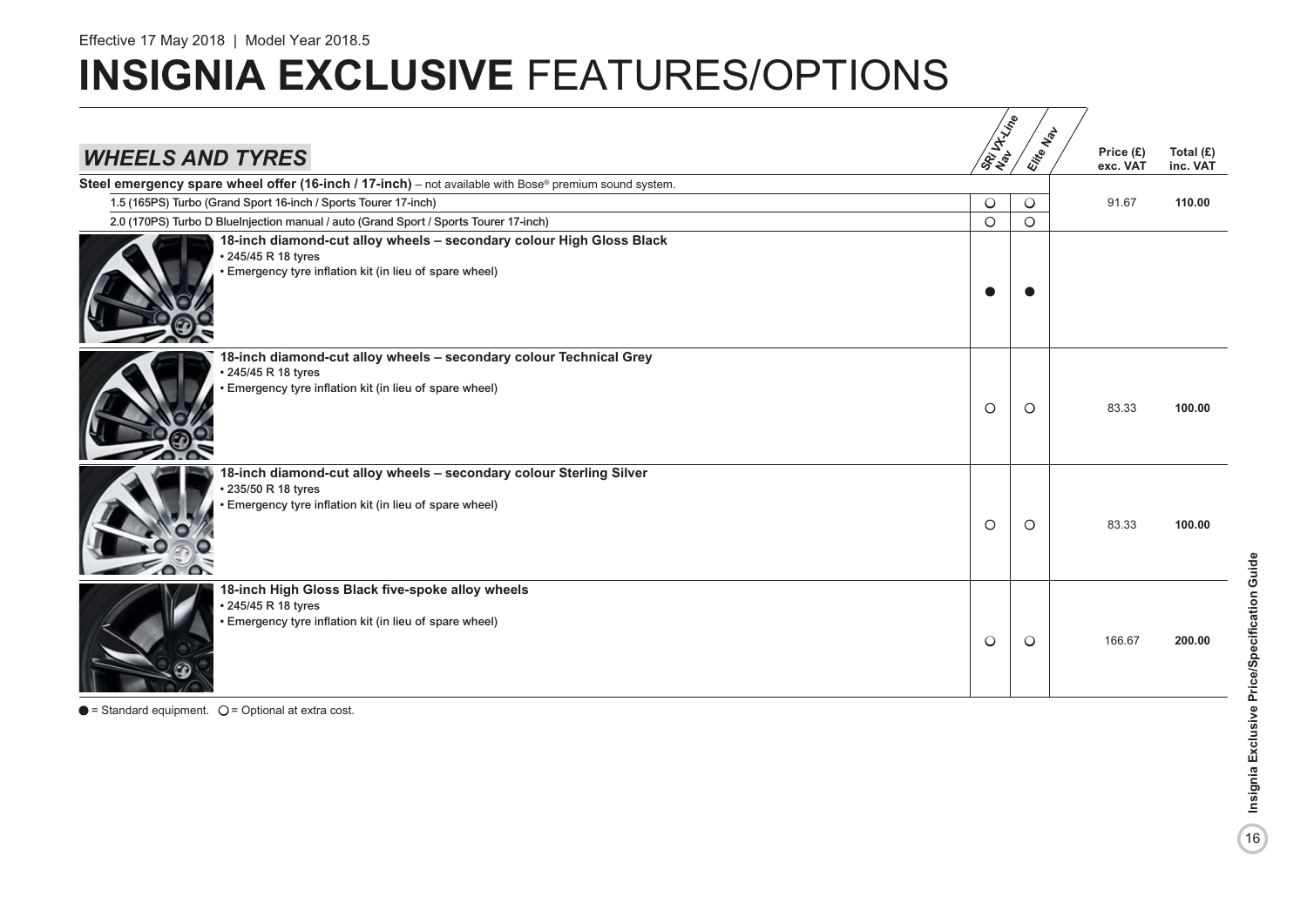Effective 17 May 2018 | Model Year 2018.5

# INSIGNIA EXCLUSIVE FEATURES/OPTIONS

| WHEELS AND TYRES | SRi VX-Line Nav | Elite Nav | Price (£) exc. VAT | Total (£) inc. VAT |
|---|---|---|---|---|
| **Steel emergency spare wheel offer (16-inch / 17-inch)** – not available with Bose® premium sound system. | | | | |
| 1.5 (165PS) Turbo (Grand Sport 16-inch / Sports Tourer 17-inch) | ○ | ○ | 91.67 | **110.00** |
| 2.0 (170PS) Turbo D BlueInjection manual / auto (Grand Sport / Sports Tourer 17-inch) | ○ | ○ | | |
| **18-inch diamond-cut alloy wheels – secondary colour High Gloss Black** • 245/45 R 18 tyres • Emergency tyre inflation kit (in lieu of spare wheel) | ● | ● | | |
| **18-inch diamond-cut alloy wheels – secondary colour Technical Grey** • 245/45 R 18 tyres • Emergency tyre inflation kit (in lieu of spare wheel) | ○ | ○ | 83.33 | **100.00** |
| **18-inch diamond-cut alloy wheels – secondary colour Sterling Silver** • 235/50 R 18 tyres • Emergency tyre inflation kit (in lieu of spare wheel) | ○ | ○ | 83.33 | **100.00** |
| **18-inch High Gloss Black five-spoke alloy wheels** • 245/45 R 18 tyres • Emergency tyre inflation kit (in lieu of spare wheel) | ○ | ○ | 166.67 | **200.00** |

● = Standard equipment. ○ = Optional at extra cost.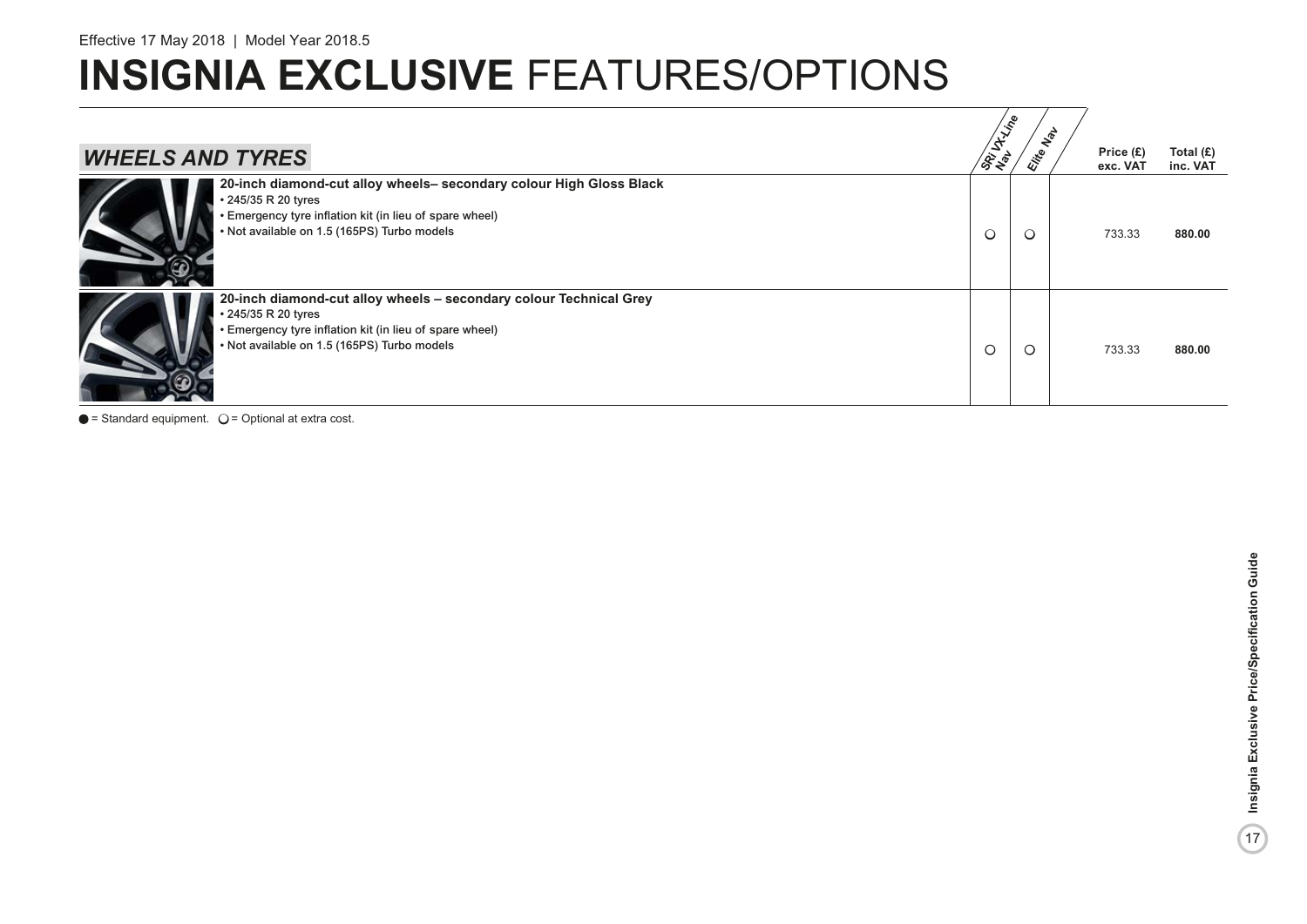Effective 17 May 2018 | Model Year 2018.5

# INSIGNIA EXCLUSIVE FEATURES/OPTIONS

| WHEELS AND TYRES | SRi VX-Line Nav | Elite Nav | Price (£) exc. VAT | Total (£) inc. VAT |
|---|---|---|---|---|
| **20-inch diamond-cut alloy wheels– secondary colour High Gloss Black**<br>• 245/35 R 20 tyres<br>• Emergency tyre inflation kit (in lieu of spare wheel)<br>• Not available on 1.5 (165PS) Turbo models | ○ | ○ | 733.33 | **880.00** |
| **20-inch diamond-cut alloy wheels – secondary colour Technical Grey**<br>• 245/35 R 20 tyres<br>• Emergency tyre inflation kit (in lieu of spare wheel)<br>• Not available on 1.5 (165PS) Turbo models | ○ | ○ | 733.33 | **880.00** |

● = Standard equipment. ○ = Optional at extra cost.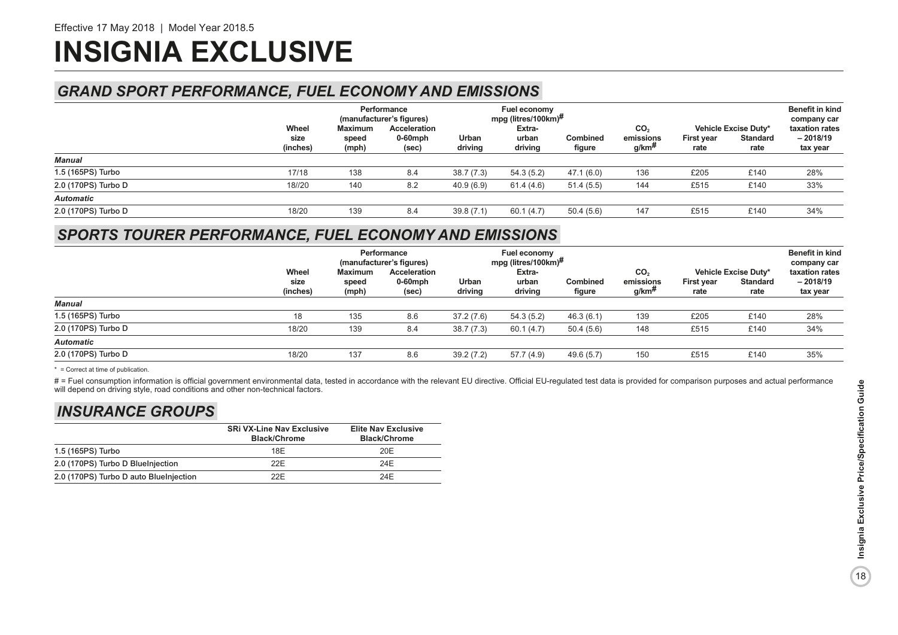Effective 17 May 2018 | Model Year 2018.5

# INSIGNIA EXCLUSIVE

## GRAND SPORT PERFORMANCE, FUEL ECONOMY AND EMISSIONS

| | Wheel size (inches) | Performance (manufacturer's figures) Maximum speed (mph) | Acceleration 0-60mph (sec) | Fuel economy mpg (litres/100km)# Urban driving | Extra-urban driving | Combined figure | $CO_2$ emissions g/km# | Vehicle Excise Duty* First year rate | Standard rate | Benefit in kind company car taxation rates – 2018/19 tax year |
|---|---|---|---|---|---|---|---|---|---|---|
| ***Manual*** | | | | | | | | | | |
| 1.5 (165PS) Turbo | 17/18 | 138 | 8.4 | 38.7 (7.3) | 54.3 (5.2) | 47.1 (6.0) | 136 | £205 | £140 | 28% |
| 2.0 (170PS) Turbo D | 18//20 | 140 | 8.2 | 40.9 (6.9) | 61.4 (4.6) | 51.4 (5.5) | 144 | £515 | £140 | 33% |
| ***Automatic*** | | | | | | | | | | |
| 2.0 (170PS) Turbo D | 18/20 | 139 | 8.4 | 39.8 (7.1) | 60.1 (4.7) | 50.4 (5.6) | 147 | £515 | £140 | 34% |

## SPORTS TOURER PERFORMANCE, FUEL ECONOMY AND EMISSIONS

| | Wheel size (inches) | Performance (manufacturer's figures) Maximum speed (mph) | Acceleration 0-60mph (sec) | Fuel economy mpg (litres/100km)# Urban driving | Extra-urban driving | Combined figure | $CO_2$ emissions g/km# | Vehicle Excise Duty* First year rate | Standard rate | Benefit in kind company car taxation rates – 2018/19 tax year |
|---|---|---|---|---|---|---|---|---|---|---|
| ***Manual*** | | | | | | | | | | |
| 1.5 (165PS) Turbo | 18 | 135 | 8.6 | 37.2 (7.6) | 54.3 (5.2) | 46.3 (6.1) | 139 | £205 | £140 | 28% |
| 2.0 (170PS) Turbo D | 18/20 | 139 | 8.4 | 38.7 (7.3) | 60.1 (4.7) | 50.4 (5.6) | 148 | £515 | £140 | 34% |
| ***Automatic*** | | | | | | | | | | |
| 2.0 (170PS) Turbo D | 18/20 | 137 | 8.6 | 39.2 (7.2) | 57.7 (4.9) | 49.6 (5.7) | 150 | £515 | £140 | 35% |

* = Correct at time of publication.

# = Fuel consumption information is official government environmental data, tested in accordance with the relevant EU directive. Official EU-regulated test data is provided for comparison purposes and actual performance will depend on driving style, road conditions and other non-technical factors.

## INSURANCE GROUPS

| | SRi VX-Line Nav Exclusive Black/Chrome | Elite Nav Exclusive Black/Chrome |
|---|---|---|
| 1.5 (165PS) Turbo | 18E | 20E |
| 2.0 (170PS) Turbo D BlueInjection | 22E | 24E |
| 2.0 (170PS) Turbo D auto BlueInjection | 22E | 24E |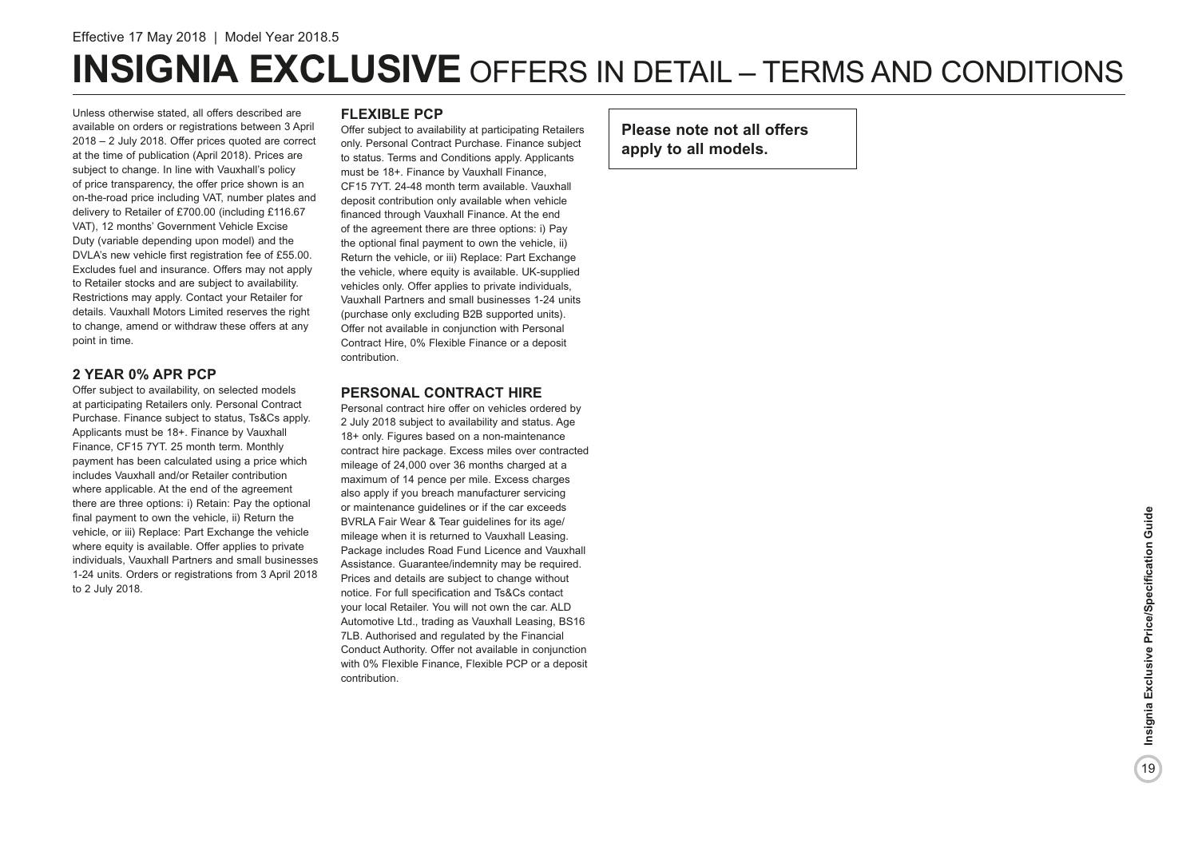Effective 17 May 2018 | Model Year 2018.5

# INSIGNIA EXCLUSIVE OFFERS IN DETAIL – TERMS AND CONDITIONS

Unless otherwise stated, all offers described are available on orders or registrations between 3 April 2018 – 2 July 2018. Offer prices quoted are correct at the time of publication (April 2018). Prices are subject to change. In line with Vauxhall's policy of price transparency, the offer price shown is an on-the-road price including VAT, number plates and delivery to Retailer of £700.00 (including £116.67 VAT), 12 months' Government Vehicle Excise Duty (variable depending upon model) and the DVLA's new vehicle first registration fee of £55.00. Excludes fuel and insurance. Offers may not apply to Retailer stocks and are subject to availability. Restrictions may apply. Contact your Retailer for details. Vauxhall Motors Limited reserves the right to change, amend or withdraw these offers at any point in time.

## 2 YEAR 0% APR PCP

Offer subject to availability, on selected models at participating Retailers only. Personal Contract Purchase. Finance subject to status, Ts&Cs apply. Applicants must be 18+. Finance by Vauxhall Finance, CF15 7YT. 25 month term. Monthly payment has been calculated using a price which includes Vauxhall and/or Retailer contribution where applicable. At the end of the agreement there are three options: i) Retain: Pay the optional final payment to own the vehicle, ii) Return the vehicle, or iii) Replace: Part Exchange the vehicle where equity is available. Offer applies to private individuals, Vauxhall Partners and small businesses 1-24 units. Orders or registrations from 3 April 2018 to 2 July 2018.

## FLEXIBLE PCP

Offer subject to availability at participating Retailers only. Personal Contract Purchase. Finance subject to status. Terms and Conditions apply. Applicants must be 18+. Finance by Vauxhall Finance, CF15 7YT. 24-48 month term available. Vauxhall deposit contribution only available when vehicle financed through Vauxhall Finance. At the end of the agreement there are three options: i) Pay the optional final payment to own the vehicle, ii) Return the vehicle, or iii) Replace: Part Exchange the vehicle, where equity is available. UK-supplied vehicles only. Offer applies to private individuals, Vauxhall Partners and small businesses 1-24 units (purchase only excluding B2B supported units). Offer not available in conjunction with Personal Contract Hire, 0% Flexible Finance or a deposit contribution.

## PERSONAL CONTRACT HIRE

Personal contract hire offer on vehicles ordered by 2 July 2018 subject to availability and status. Age 18+ only. Figures based on a non-maintenance contract hire package. Excess miles over contracted mileage of 24,000 over 36 months charged at a maximum of 14 pence per mile. Excess charges also apply if you breach manufacturer servicing or maintenance guidelines or if the car exceeds BVRLA Fair Wear & Tear guidelines for its age/mileage when it is returned to Vauxhall Leasing. Package includes Road Fund Licence and Vauxhall Assistance. Guarantee/indemnity may be required. Prices and details are subject to change without notice. For full specification and Ts&Cs contact your local Retailer. You will not own the car. ALD Automotive Ltd., trading as Vauxhall Leasing, BS16 7LB. Authorised and regulated by the Financial Conduct Authority. Offer not available in conjunction with 0% Flexible Finance, Flexible PCP or a deposit contribution.

**Please note not all offers apply to all models.**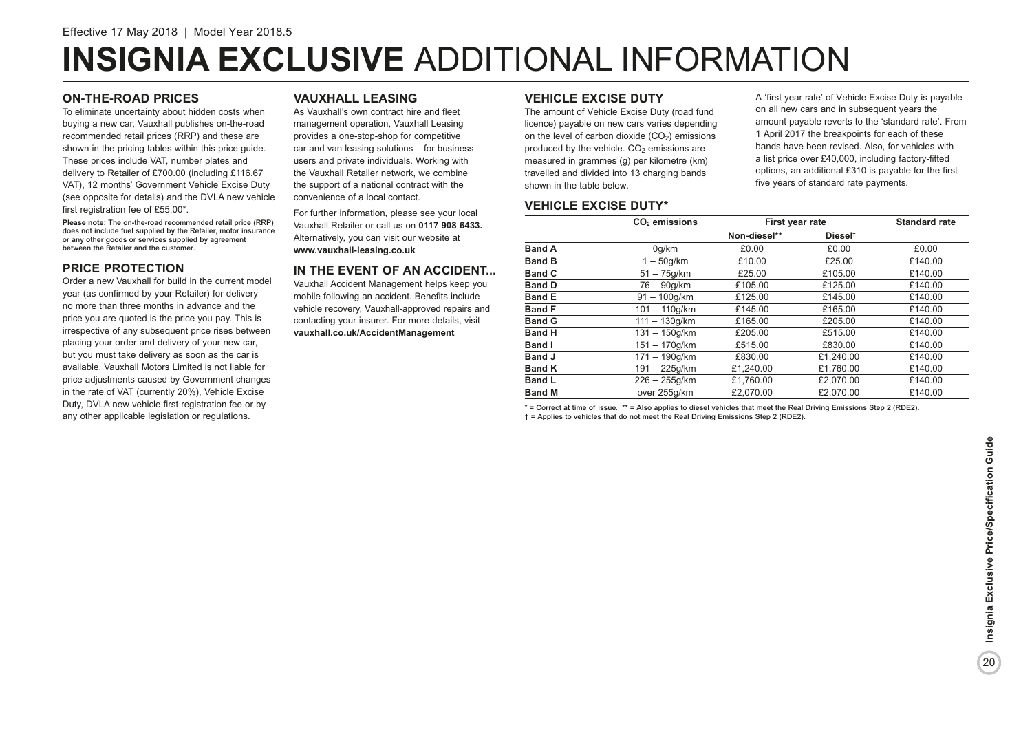Effective 17 May 2018 | Model Year 2018.5

# INSIGNIA EXCLUSIVE ADDITIONAL INFORMATION

## ON-THE-ROAD PRICES

To eliminate uncertainty about hidden costs when buying a new car, Vauxhall publishes on-the-road recommended retail prices (RRP) and these are shown in the pricing tables within this price guide. These prices include VAT, number plates and delivery to Retailer of £700.00 (including £116.67 VAT), 12 months' Government Vehicle Excise Duty (see opposite for details) and the DVLA new vehicle first registration fee of £55.00*.

**Please note:** The on-the-road recommended retail price (RRP) does not include fuel supplied by the Retailer, motor insurance or any other goods or services supplied by agreement between the Retailer and the customer.

## PRICE PROTECTION

Order a new Vauxhall for build in the current model year (as confirmed by your Retailer) for delivery no more than three months in advance and the price you are quoted is the price you pay. This is irrespective of any subsequent price rises between placing your order and delivery of your new car, but you must take delivery as soon as the car is available. Vauxhall Motors Limited is not liable for price adjustments caused by Government changes in the rate of VAT (currently 20%), Vehicle Excise Duty, DVLA new vehicle first registration fee or by any other applicable legislation or regulations.

## VAUXHALL LEASING

As Vauxhall's own contract hire and fleet management operation, Vauxhall Leasing provides a one-stop-shop for competitive car and van leasing solutions – for business users and private individuals. Working with the Vauxhall Retailer network, we combine the support of a national contract with the convenience of a local contact.

For further information, please see your local Vauxhall Retailer or call us on **0117 908 6433.** Alternatively, you can visit our website at **www.vauxhall-leasing.co.uk**

## IN THE EVENT OF AN ACCIDENT...

Vauxhall Accident Management helps keep you mobile following an accident. Benefits include vehicle recovery, Vauxhall-approved repairs and contacting your insurer. For more details, visit **vauxhall.co.uk/AccidentManagement**

## VEHICLE EXCISE DUTY

The amount of Vehicle Excise Duty (road fund licence) payable on new cars varies depending on the level of carbon dioxide ($CO_2$) emissions produced by the vehicle. $CO_2$ emissions are measured in grammes (g) per kilometre (km) travelled and divided into 13 charging bands shown in the table below.

A 'first year rate' of Vehicle Excise Duty is payable on all new cars and in subsequent years the amount payable reverts to the 'standard rate'. From 1 April 2017 the breakpoints for each of these bands have been revised. Also, for vehicles with a list price over £40,000, including factory-fitted options, an additional £310 is payable for the first five years of standard rate payments.

## VEHICLE EXCISE DUTY*

| | $CO_2$ emissions | First year rate | | Standard rate |
|---|---|---|---|---|
| | | Non-diesel** | Diesel† | |
| **Band A** | 0g/km | £0.00 | £0.00 | £0.00 |
| **Band B** | 1 – 50g/km | £10.00 | £25.00 | £140.00 |
| **Band C** | 51 – 75g/km | £25.00 | £105.00 | £140.00 |
| **Band D** | 76 – 90g/km | £105.00 | £125.00 | £140.00 |
| **Band E** | 91 – 100g/km | £125.00 | £145.00 | £140.00 |
| **Band F** | 101 – 110g/km | £145.00 | £165.00 | £140.00 |
| **Band G** | 111 – 130g/km | £165.00 | £205.00 | £140.00 |
| **Band H** | 131 – 150g/km | £205.00 | £515.00 | £140.00 |
| **Band I** | 151 – 170g/km | £515.00 | £830.00 | £140.00 |
| **Band J** | 171 – 190g/km | £830.00 | £1,240.00 | £140.00 |
| **Band K** | 191 – 225g/km | £1,240.00 | £1,760.00 | £140.00 |
| **Band L** | 226 – 255g/km | £1,760.00 | £2,070.00 | £140.00 |
| **Band M** | over 255g/km | £2,070.00 | £2,070.00 | £140.00 |

* = Correct at time of issue. ** = Also applies to diesel vehicles that meet the Real Driving Emissions Step 2 (RDE2).
† = Applies to vehicles that do not meet the Real Driving Emissions Step 2 (RDE2).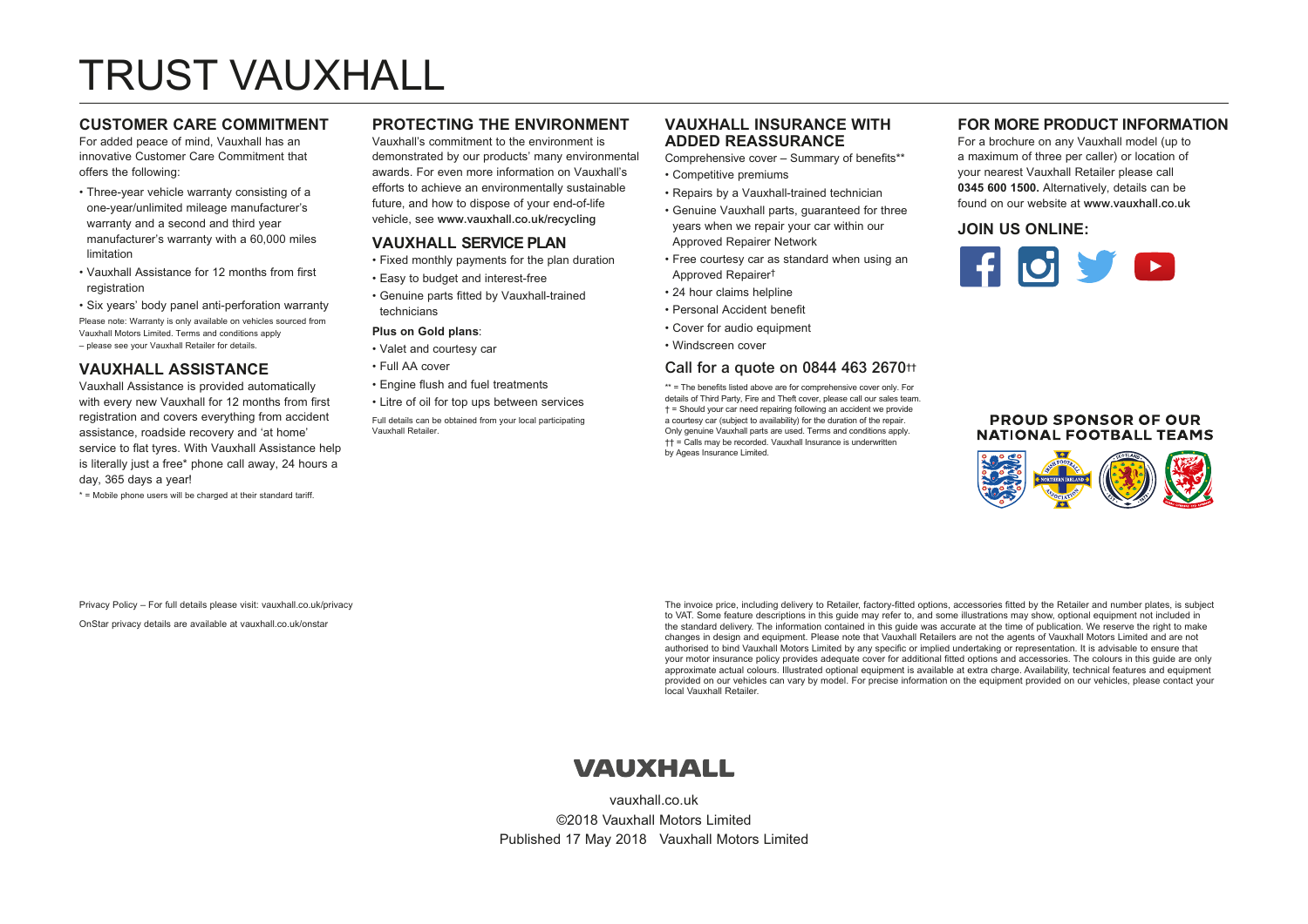# TRUST VAUXHALL

## CUSTOMER CARE COMMITMENT

For added peace of mind, Vauxhall has an innovative Customer Care Commitment that offers the following:

- Three-year vehicle warranty consisting of a one-year/unlimited mileage manufacturer's warranty and a second and third year manufacturer's warranty with a 60,000 miles limitation
- Vauxhall Assistance for 12 months from first registration
- Six years' body panel anti-perforation warranty

Please note: Warranty is only available on vehicles sourced from Vauxhall Motors Limited. Terms and conditions apply – please see your Vauxhall Retailer for details.

## VAUXHALL ASSISTANCE

Vauxhall Assistance is provided automatically with every new Vauxhall for 12 months from first registration and covers everything from accident assistance, roadside recovery and 'at home' service to flat tyres. With Vauxhall Assistance help is literally just a free* phone call away, 24 hours a day, 365 days a year!

* = Mobile phone users will be charged at their standard tariff.

## PROTECTING THE ENVIRONMENT

Vauxhall's commitment to the environment is demonstrated by our products' many environmental awards. For even more information on Vauxhall's efforts to achieve an environmentally sustainable future, and how to dispose of your end-of-life vehicle, see **www.vauxhall.co.uk/recycling**

## VAUXHALL SERVICE PLAN

- Fixed monthly payments for the plan duration
- Easy to budget and interest-free
- Genuine parts fitted by Vauxhall-trained technicians

**Plus on Gold plans**:

- Valet and courtesy car
- Full AA cover
- Engine flush and fuel treatments
- Litre of oil for top ups between services

Full details can be obtained from your local participating Vauxhall Retailer.

## VAUXHALL INSURANCE WITH ADDED REASSURANCE

Comprehensive cover – Summary of benefits**

- Competitive premiums
- Repairs by a Vauxhall-trained technician
- Genuine Vauxhall parts, guaranteed for three years when we repair your car within our Approved Repairer Network
- Free courtesy car as standard when using an Approved Repairer†
- 24 hour claims helpline
- Personal Accident benefit
- Cover for audio equipment
- Windscreen cover

### Call for a quote on 0844 463 2670††

** = The benefits listed above are for comprehensive cover only. For details of Third Party, Fire and Theft cover, please call our sales team.
† = Should your car need repairing following an accident we provide a courtesy car (subject to availability) for the duration of the repair. Only genuine Vauxhall parts are used. Terms and conditions apply.
†† = Calls may be recorded. Vauxhall Insurance is underwritten by Ageas Insurance Limited.

## FOR MORE PRODUCT INFORMATION

For a brochure on any Vauxhall model (up to a maximum of three per caller) or location of your nearest Vauxhall Retailer please call **0345 600 1500.** Alternatively, details can be found on our website at **www.vauxhall.co.uk**

## JOIN US ONLINE:

PROUD SPONSOR OF OUR NATIONAL FOOTBALL TEAMS

Privacy Policy – For full details please visit: vauxhall.co.uk/privacy

OnStar privacy details are available at vauxhall.co.uk/onstar

The invoice price, including delivery to Retailer, factory-fitted options, accessories fitted by the Retailer and number plates, is subject to VAT. Some feature descriptions in this guide may refer to, and some illustrations may show, optional equipment not included in the standard delivery. The information contained in this guide was accurate at the time of publication. We reserve the right to make changes in design and equipment. Please note that Vauxhall Retailers are not the agents of Vauxhall Motors Limited and are not authorised to bind Vauxhall Motors Limited by any specific or implied undertaking or representation. It is advisable to ensure that your motor insurance policy provides adequate cover for additional fitted options and accessories. The colours in this guide are only approximate actual colours. Illustrated optional equipment is available at extra charge. Availability, technical features and equipment provided on our vehicles can vary by model. For precise information on the equipment provided on our vehicles, please contact your local Vauxhall Retailer.

VAUXHALL

vauxhall.co.uk

©2018 Vauxhall Motors Limited

Published 17 May 2018 Vauxhall Motors Limited